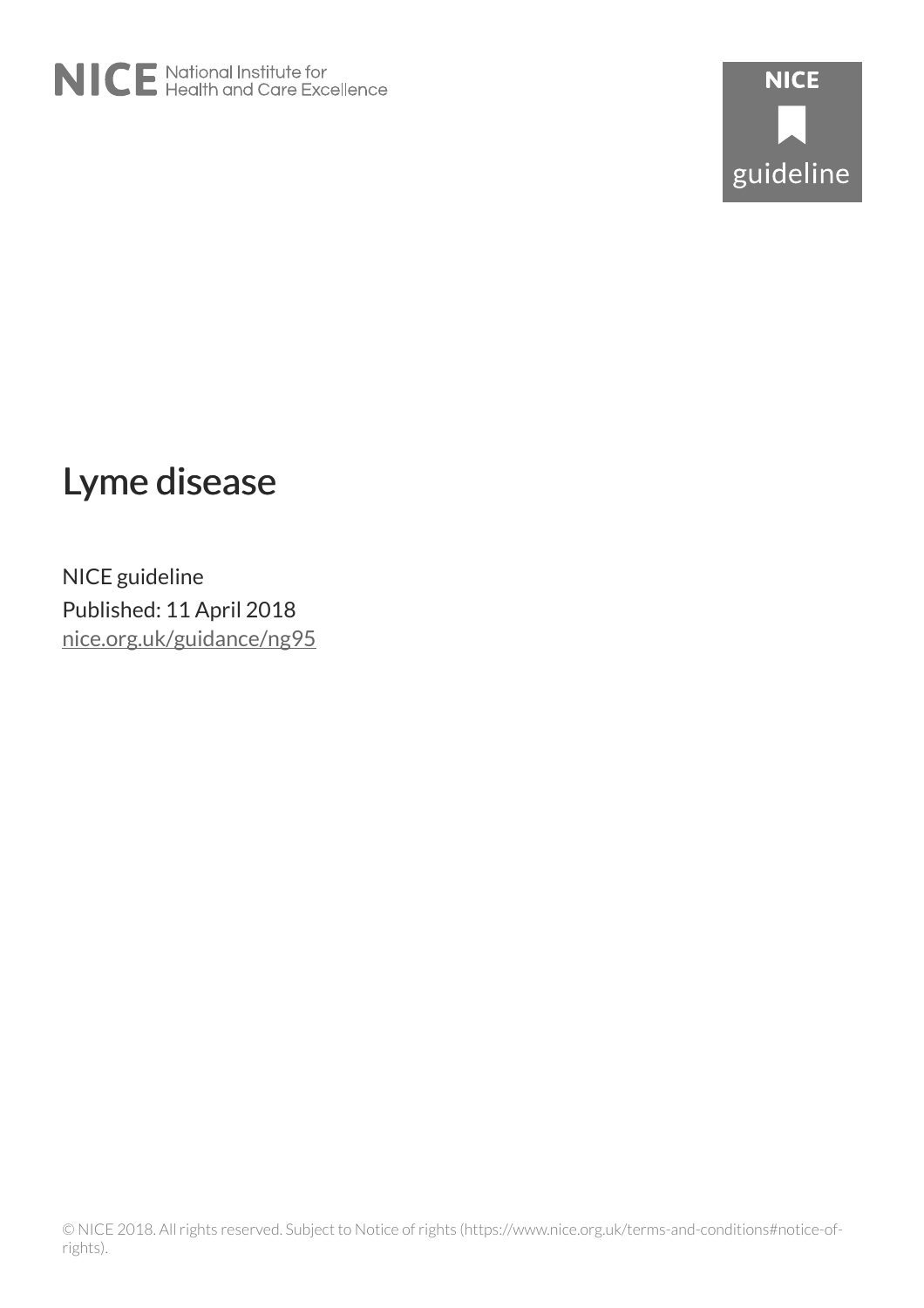NICE National Institute for Health and Care Excellence

NICE guideline

# Lyme disease

NICE guideline

Published: 11 April 2018

[nice.org.uk/guidance/ng95](https://www.nice.org.uk/guidance/ng95)

© NICE 2018. All rights reserved. Subject to Notice of rights (https://www.nice.org.uk/terms-and-conditions#notice-of-rights).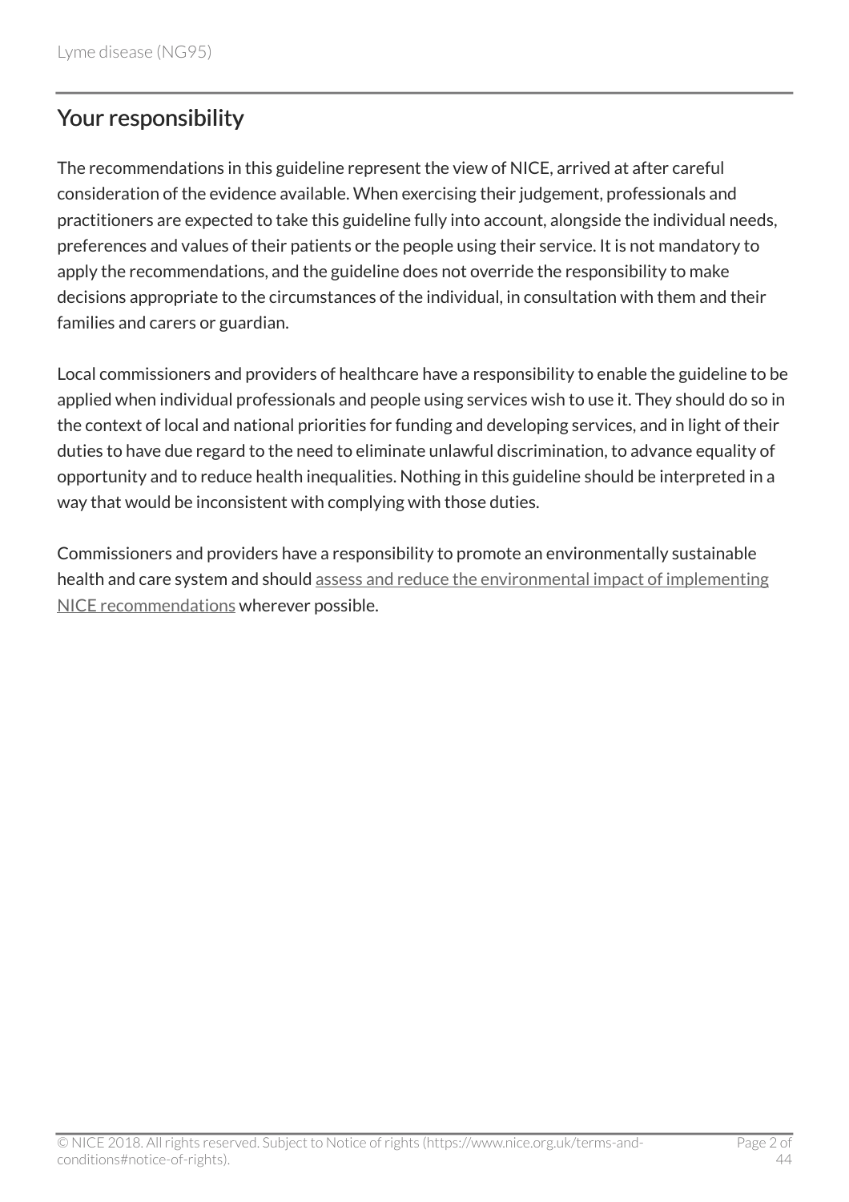## Your responsibility

The recommendations in this guideline represent the view of NICE, arrived at after careful consideration of the evidence available. When exercising their judgement, professionals and practitioners are expected to take this guideline fully into account, alongside the individual needs, preferences and values of their patients or the people using their service. It is not mandatory to apply the recommendations, and the guideline does not override the responsibility to make decisions appropriate to the circumstances of the individual, in consultation with them and their families and carers or guardian.

Local commissioners and providers of healthcare have a responsibility to enable the guideline to be applied when individual professionals and people using services wish to use it. They should do so in the context of local and national priorities for funding and developing services, and in light of their duties to have due regard to the need to eliminate unlawful discrimination, to advance equality of opportunity and to reduce health inequalities. Nothing in this guideline should be interpreted in a way that would be inconsistent with complying with those duties.

Commissioners and providers have a responsibility to promote an environmentally sustainable health and care system and should assess and reduce the environmental impact of implementing NICE recommendations wherever possible.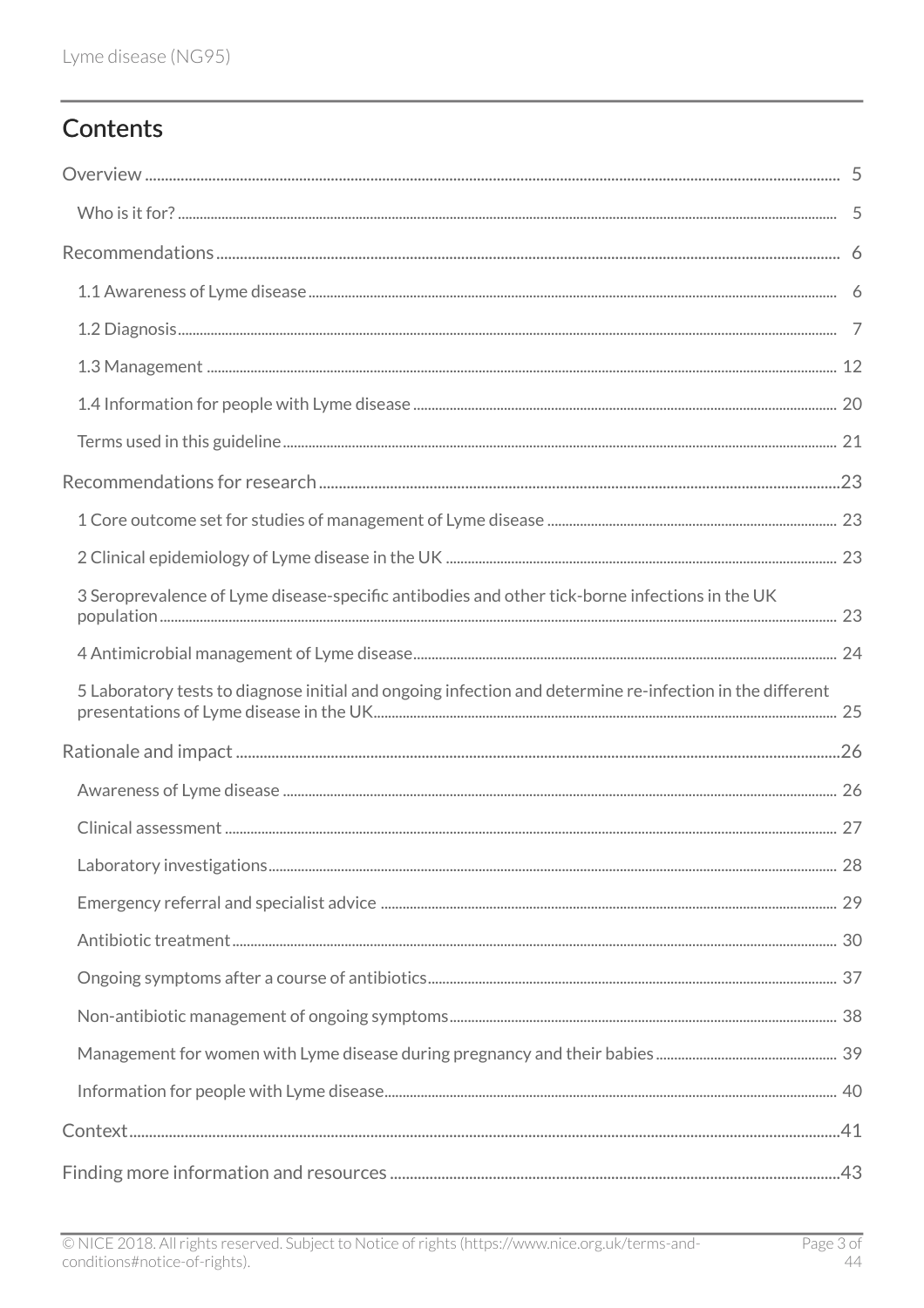## Contents

Overview ..... 5

- Who is it for? ..... 5

Recommendations ..... 6

- 1.1 Awareness of Lyme disease ..... 6
- 1.2 Diagnosis ..... 7
- 1.3 Management ..... 12
- 1.4 Information for people with Lyme disease ..... 20
- Terms used in this guideline ..... 21

Recommendations for research ..... 23

- 1 Core outcome set for studies of management of Lyme disease ..... 23
- 2 Clinical epidemiology of Lyme disease in the UK ..... 23
- 3 Seroprevalence of Lyme disease-specific antibodies and other tick-borne infections in the UK population ..... 23
- 4 Antimicrobial management of Lyme disease ..... 24
- 5 Laboratory tests to diagnose initial and ongoing infection and determine re-infection in the different presentations of Lyme disease in the UK ..... 25

Rationale and impact ..... 26

- Awareness of Lyme disease ..... 26
- Clinical assessment ..... 27
- Laboratory investigations ..... 28
- Emergency referral and specialist advice ..... 29
- Antibiotic treatment ..... 30
- Ongoing symptoms after a course of antibiotics ..... 37
- Non-antibiotic management of ongoing symptoms ..... 38
- Management for women with Lyme disease during pregnancy and their babies ..... 39
- Information for people with Lyme disease ..... 40

Context ..... 41

Finding more information and resources ..... 43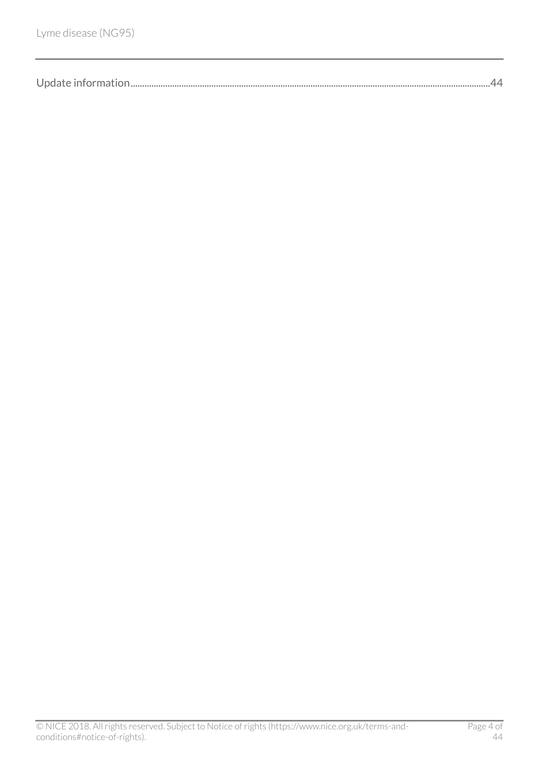Update information.....44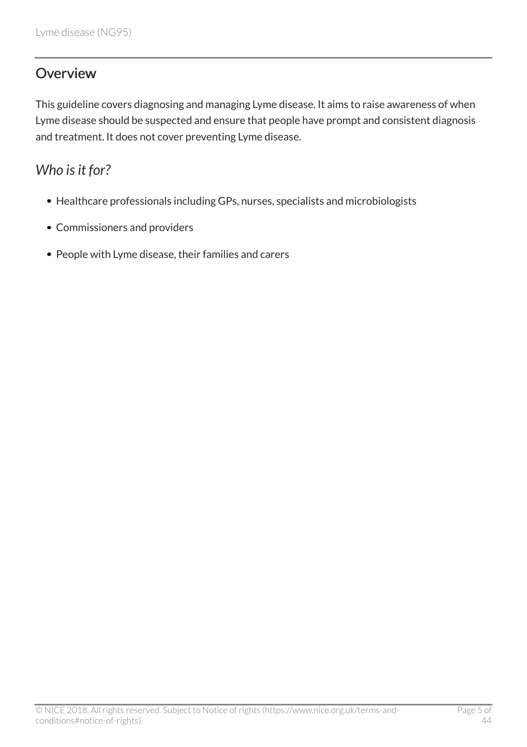## Overview

This guideline covers diagnosing and managing Lyme disease. It aims to raise awareness of when Lyme disease should be suspected and ensure that people have prompt and consistent diagnosis and treatment. It does not cover preventing Lyme disease.

### *Who is it for?*

- Healthcare professionals including GPs, nurses, specialists and microbiologists
- Commissioners and providers
- People with Lyme disease, their families and carers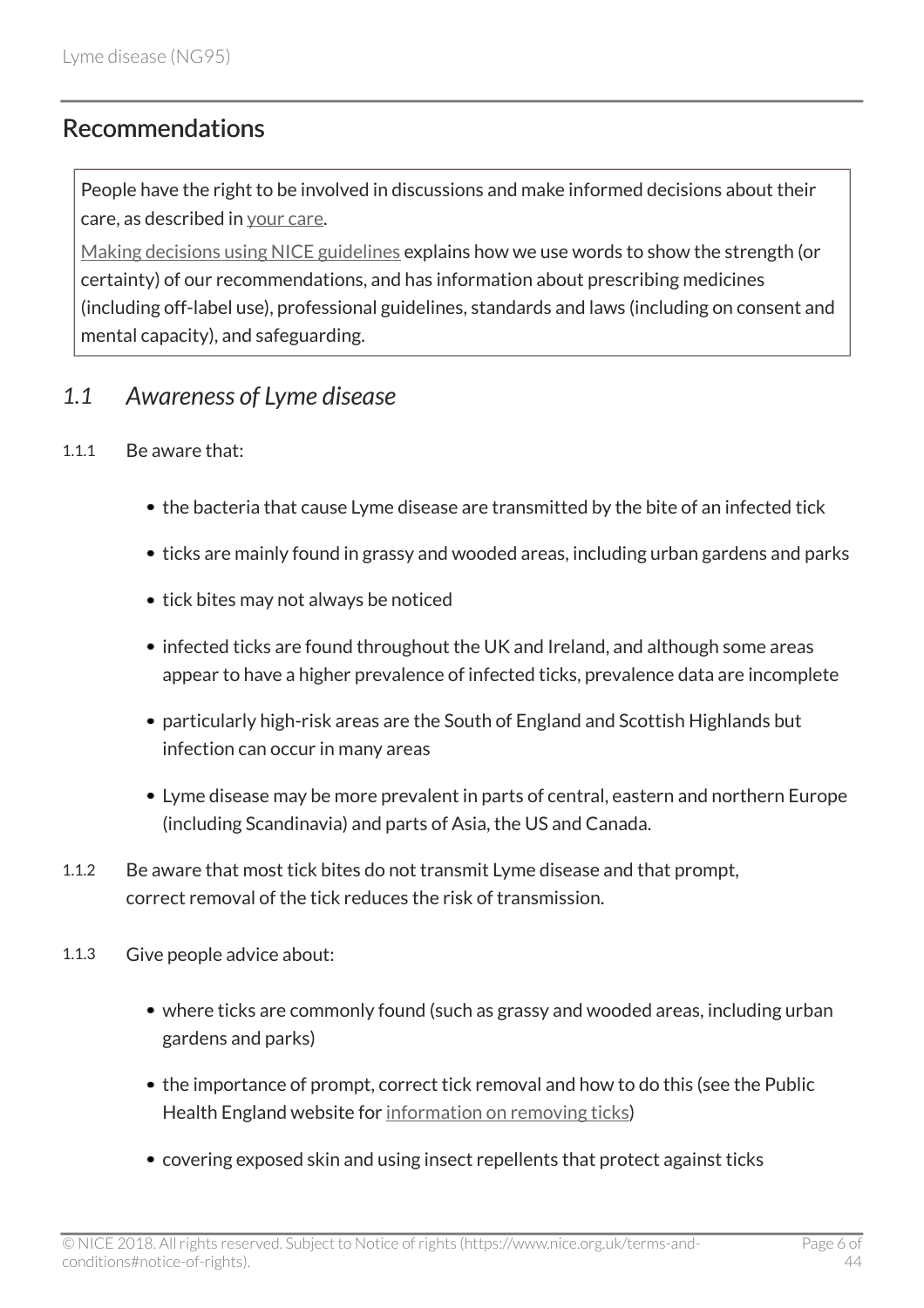## Recommendations

People have the right to be involved in discussions and make informed decisions about their care, as described in your care.

Making decisions using NICE guidelines explains how we use words to show the strength (or certainty) of our recommendations, and has information about prescribing medicines (including off-label use), professional guidelines, standards and laws (including on consent and mental capacity), and safeguarding.

### *1.1 Awareness of Lyme disease*

1.1.1 Be aware that:

- the bacteria that cause Lyme disease are transmitted by the bite of an infected tick
- ticks are mainly found in grassy and wooded areas, including urban gardens and parks
- tick bites may not always be noticed
- infected ticks are found throughout the UK and Ireland, and although some areas appear to have a higher prevalence of infected ticks, prevalence data are incomplete
- particularly high-risk areas are the South of England and Scottish Highlands but infection can occur in many areas
- Lyme disease may be more prevalent in parts of central, eastern and northern Europe (including Scandinavia) and parts of Asia, the US and Canada.

1.1.2 Be aware that most tick bites do not transmit Lyme disease and that prompt, correct removal of the tick reduces the risk of transmission.

1.1.3 Give people advice about:

- where ticks are commonly found (such as grassy and wooded areas, including urban gardens and parks)
- the importance of prompt, correct tick removal and how to do this (see the Public Health England website for information on removing ticks)
- covering exposed skin and using insect repellents that protect against ticks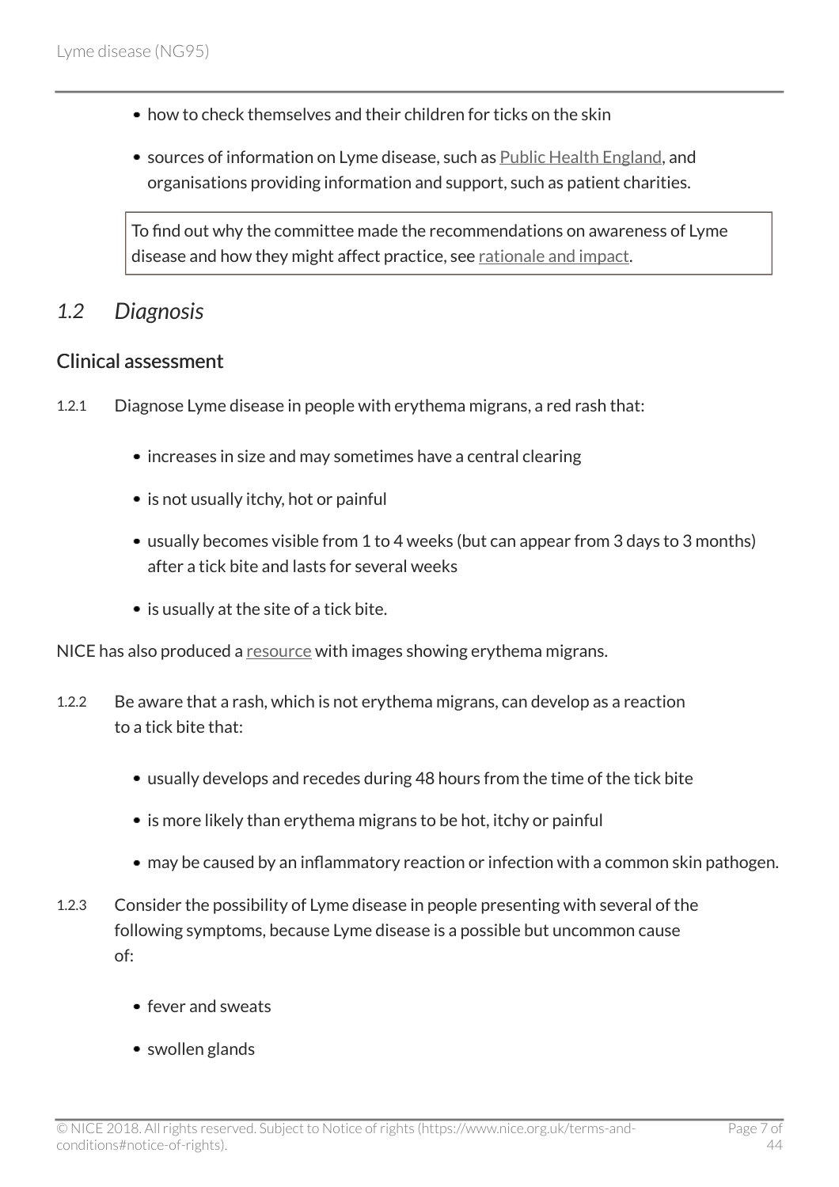- how to check themselves and their children for ticks on the skin
- sources of information on Lyme disease, such as Public Health England, and organisations providing information and support, such as patient charities.

> To find out why the committee made the recommendations on awareness of Lyme disease and how they might affect practice, see rationale and impact.

## *1.2 Diagnosis*

### Clinical assessment

1.2.1 Diagnose Lyme disease in people with erythema migrans, a red rash that:

- increases in size and may sometimes have a central clearing
- is not usually itchy, hot or painful
- usually becomes visible from 1 to 4 weeks (but can appear from 3 days to 3 months) after a tick bite and lasts for several weeks
- is usually at the site of a tick bite.

NICE has also produced a resource with images showing erythema migrans.

1.2.2 Be aware that a rash, which is not erythema migrans, can develop as a reaction to a tick bite that:

- usually develops and recedes during 48 hours from the time of the tick bite
- is more likely than erythema migrans to be hot, itchy or painful
- may be caused by an inflammatory reaction or infection with a common skin pathogen.

1.2.3 Consider the possibility of Lyme disease in people presenting with several of the following symptoms, because Lyme disease is a possible but uncommon cause of:

- fever and sweats
- swollen glands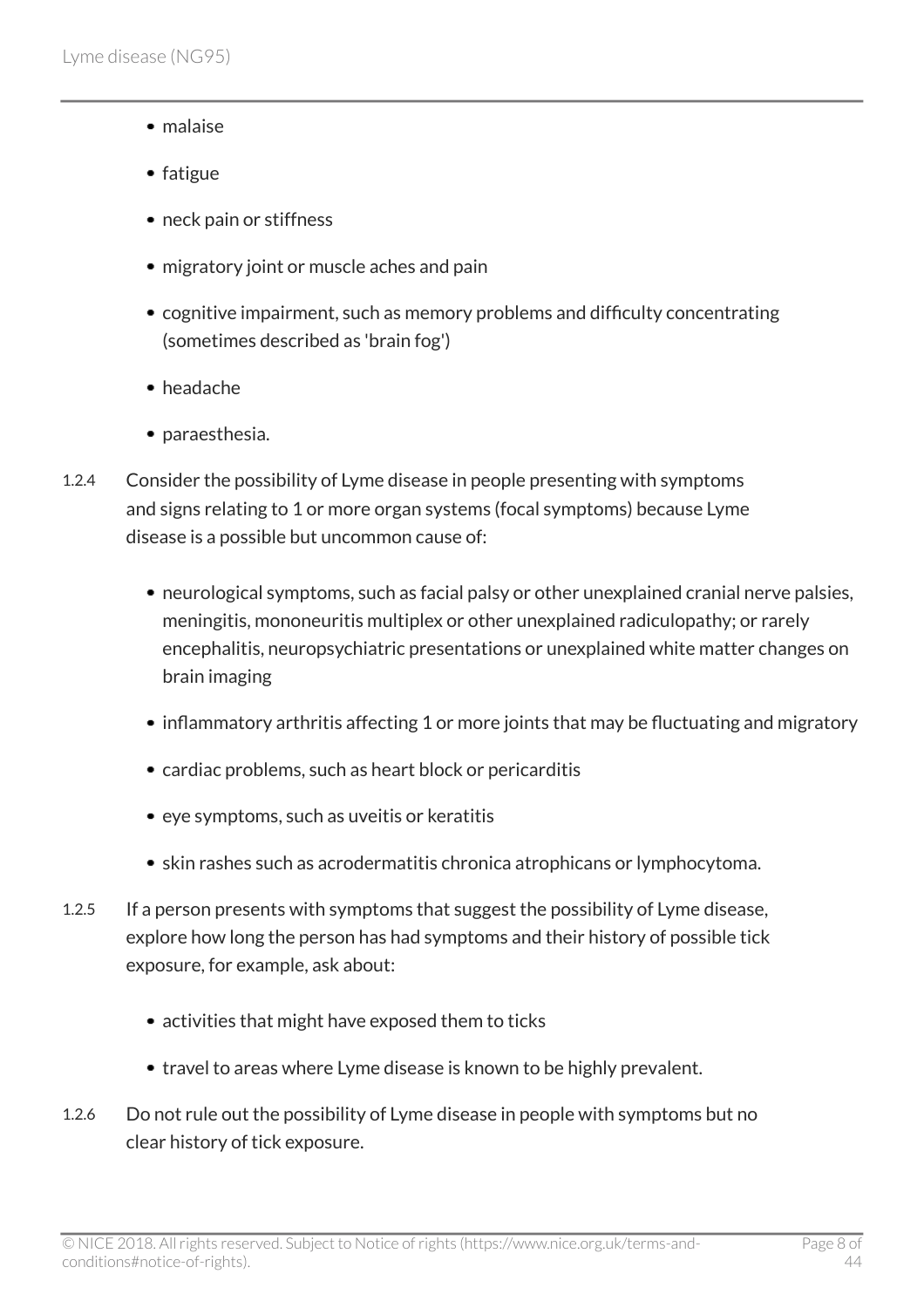- malaise
- fatigue
- neck pain or stiffness
- migratory joint or muscle aches and pain
- cognitive impairment, such as memory problems and difficulty concentrating (sometimes described as 'brain fog')
- headache
- paraesthesia.

1.2.4 Consider the possibility of Lyme disease in people presenting with symptoms and signs relating to 1 or more organ systems (focal symptoms) because Lyme disease is a possible but uncommon cause of:

- neurological symptoms, such as facial palsy or other unexplained cranial nerve palsies, meningitis, mononeuritis multiplex or other unexplained radiculopathy; or rarely encephalitis, neuropsychiatric presentations or unexplained white matter changes on brain imaging
- inflammatory arthritis affecting 1 or more joints that may be fluctuating and migratory
- cardiac problems, such as heart block or pericarditis
- eye symptoms, such as uveitis or keratitis
- skin rashes such as acrodermatitis chronica atrophicans or lymphocytoma.

1.2.5 If a person presents with symptoms that suggest the possibility of Lyme disease, explore how long the person has had symptoms and their history of possible tick exposure, for example, ask about:

- activities that might have exposed them to ticks
- travel to areas where Lyme disease is known to be highly prevalent.

1.2.6 Do not rule out the possibility of Lyme disease in people with symptoms but no clear history of tick exposure.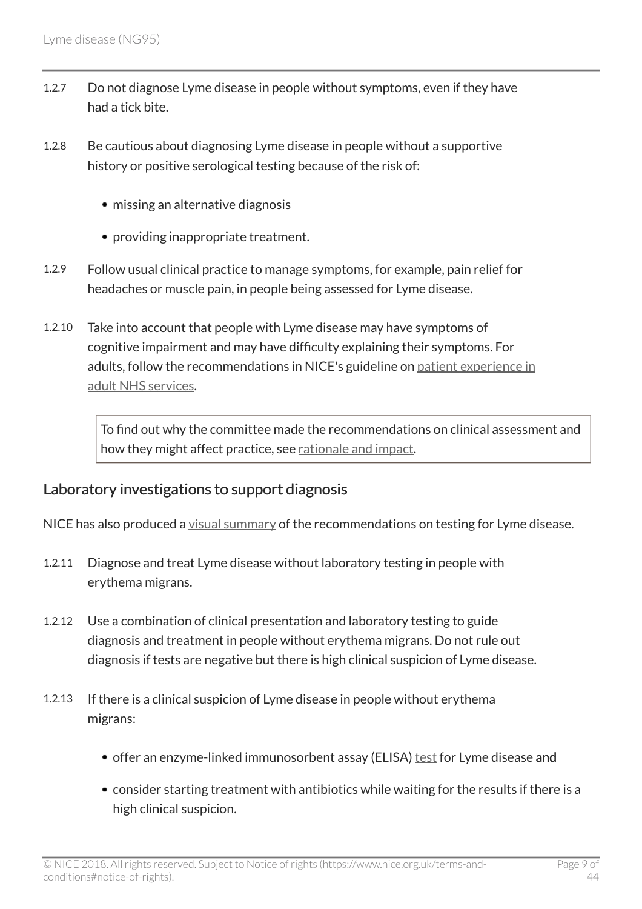1.2.7 Do not diagnose Lyme disease in people without symptoms, even if they have had a tick bite.

1.2.8 Be cautious about diagnosing Lyme disease in people without a supportive history or positive serological testing because of the risk of:

- missing an alternative diagnosis
- providing inappropriate treatment.

1.2.9 Follow usual clinical practice to manage symptoms, for example, pain relief for headaches or muscle pain, in people being assessed for Lyme disease.

1.2.10 Take into account that people with Lyme disease may have symptoms of cognitive impairment and may have difficulty explaining their symptoms. For adults, follow the recommendations in NICE's guideline on patient experience in adult NHS services.

> To find out why the committee made the recommendations on clinical assessment and how they might affect practice, see rationale and impact.

## Laboratory investigations to support diagnosis

NICE has also produced a visual summary of the recommendations on testing for Lyme disease.

1.2.11 Diagnose and treat Lyme disease without laboratory testing in people with erythema migrans.

1.2.12 Use a combination of clinical presentation and laboratory testing to guide diagnosis and treatment in people without erythema migrans. Do not rule out diagnosis if tests are negative but there is high clinical suspicion of Lyme disease.

1.2.13 If there is a clinical suspicion of Lyme disease in people without erythema migrans:

- offer an enzyme-linked immunosorbent assay (ELISA) test for Lyme disease **and**
- consider starting treatment with antibiotics while waiting for the results if there is a high clinical suspicion.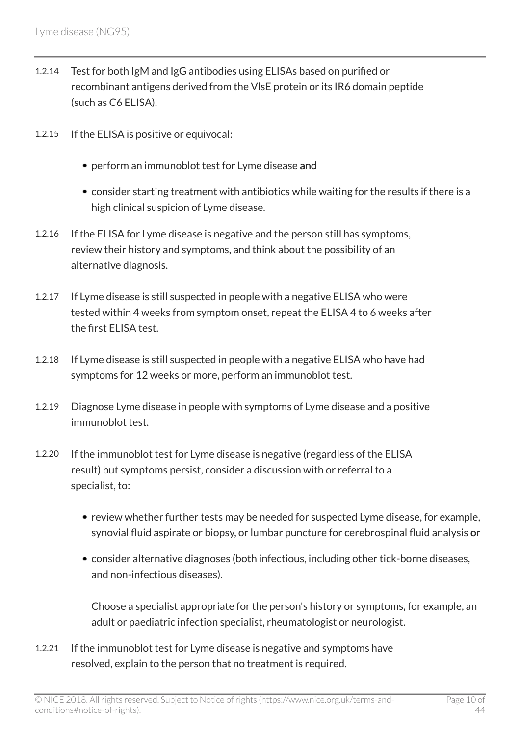1.2.14 Test for both IgM and IgG antibodies using ELISAs based on purified or recombinant antigens derived from the VlsE protein or its IR6 domain peptide (such as C6 ELISA).

1.2.15 If the ELISA is positive or equivocal:

- perform an immunoblot test for Lyme disease **and**
- consider starting treatment with antibiotics while waiting for the results if there is a high clinical suspicion of Lyme disease.

1.2.16 If the ELISA for Lyme disease is negative and the person still has symptoms, review their history and symptoms, and think about the possibility of an alternative diagnosis.

1.2.17 If Lyme disease is still suspected in people with a negative ELISA who were tested within 4 weeks from symptom onset, repeat the ELISA 4 to 6 weeks after the first ELISA test.

1.2.18 If Lyme disease is still suspected in people with a negative ELISA who have had symptoms for 12 weeks or more, perform an immunoblot test.

1.2.19 Diagnose Lyme disease in people with symptoms of Lyme disease and a positive immunoblot test.

1.2.20 If the immunoblot test for Lyme disease is negative (regardless of the ELISA result) but symptoms persist, consider a discussion with or referral to a specialist, to:

- review whether further tests may be needed for suspected Lyme disease, for example, synovial fluid aspirate or biopsy, or lumbar puncture for cerebrospinal fluid analysis **or**
- consider alternative diagnoses (both infectious, including other tick-borne diseases, and non-infectious diseases).

  Choose a specialist appropriate for the person's history or symptoms, for example, an adult or paediatric infection specialist, rheumatologist or neurologist.

1.2.21 If the immunoblot test for Lyme disease is negative and symptoms have resolved, explain to the person that no treatment is required.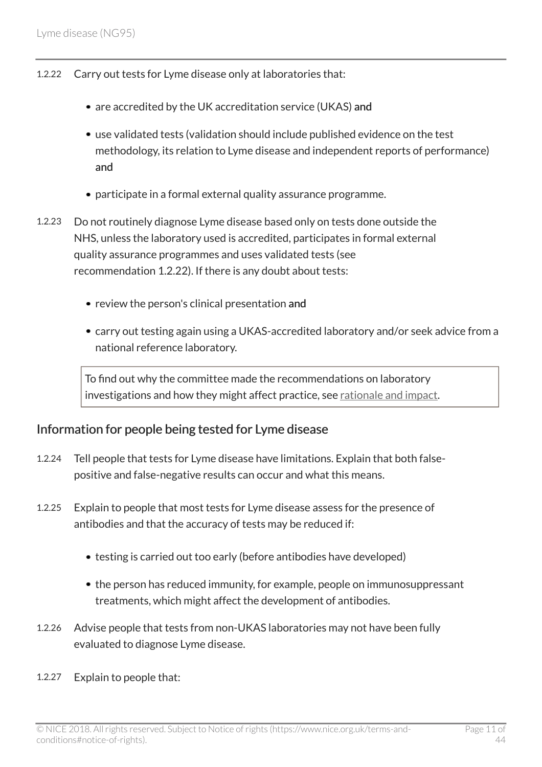1.2.22 Carry out tests for Lyme disease only at laboratories that:

- are accredited by the UK accreditation service (UKAS) **and**
- use validated tests (validation should include published evidence on the test methodology, its relation to Lyme disease and independent reports of performance) **and**
- participate in a formal external quality assurance programme.

1.2.23 Do not routinely diagnose Lyme disease based only on tests done outside the NHS, unless the laboratory used is accredited, participates in formal external quality assurance programmes and uses validated tests (see recommendation 1.2.22). If there is any doubt about tests:

- review the person's clinical presentation **and**
- carry out testing again using a UKAS-accredited laboratory and/or seek advice from a national reference laboratory.

> To find out why the committee made the recommendations on laboratory investigations and how they might affect practice, see rationale and impact.

## Information for people being tested for Lyme disease

1.2.24 Tell people that tests for Lyme disease have limitations. Explain that both false-positive and false-negative results can occur and what this means.

1.2.25 Explain to people that most tests for Lyme disease assess for the presence of antibodies and that the accuracy of tests may be reduced if:

- testing is carried out too early (before antibodies have developed)
- the person has reduced immunity, for example, people on immunosuppressant treatments, which might affect the development of antibodies.

1.2.26 Advise people that tests from non-UKAS laboratories may not have been fully evaluated to diagnose Lyme disease.

1.2.27 Explain to people that: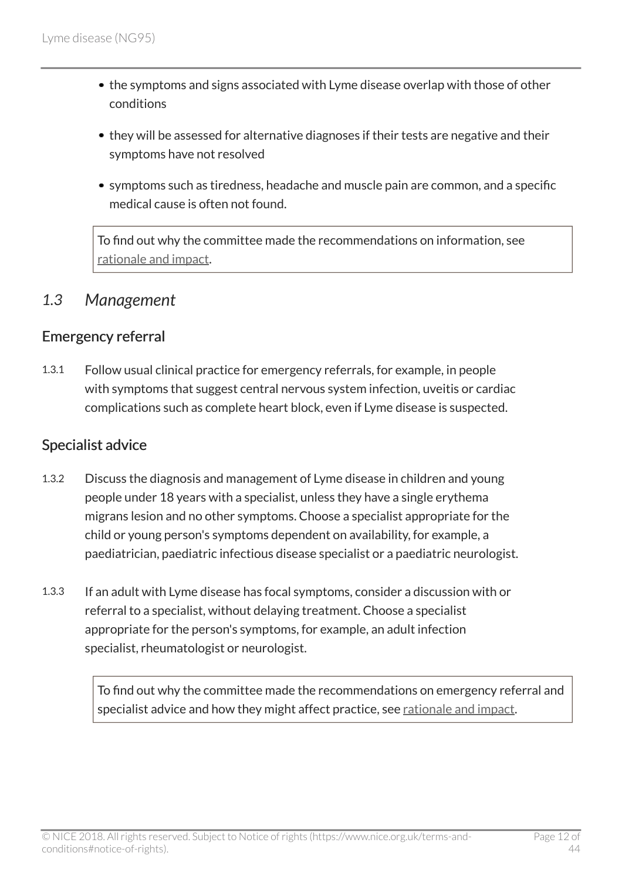- the symptoms and signs associated with Lyme disease overlap with those of other conditions
- they will be assessed for alternative diagnoses if their tests are negative and their symptoms have not resolved
- symptoms such as tiredness, headache and muscle pain are common, and a specific medical cause is often not found.

> To find out why the committee made the recommendations on information, see rationale and impact.

## *1.3 Management*

### Emergency referral

1.3.1 Follow usual clinical practice for emergency referrals, for example, in people with symptoms that suggest central nervous system infection, uveitis or cardiac complications such as complete heart block, even if Lyme disease is suspected.

### Specialist advice

1.3.2 Discuss the diagnosis and management of Lyme disease in children and young people under 18 years with a specialist, unless they have a single erythema migrans lesion and no other symptoms. Choose a specialist appropriate for the child or young person's symptoms dependent on availability, for example, a paediatrician, paediatric infectious disease specialist or a paediatric neurologist.

1.3.3 If an adult with Lyme disease has focal symptoms, consider a discussion with or referral to a specialist, without delaying treatment. Choose a specialist appropriate for the person's symptoms, for example, an adult infection specialist, rheumatologist or neurologist.

> To find out why the committee made the recommendations on emergency referral and specialist advice and how they might affect practice, see rationale and impact.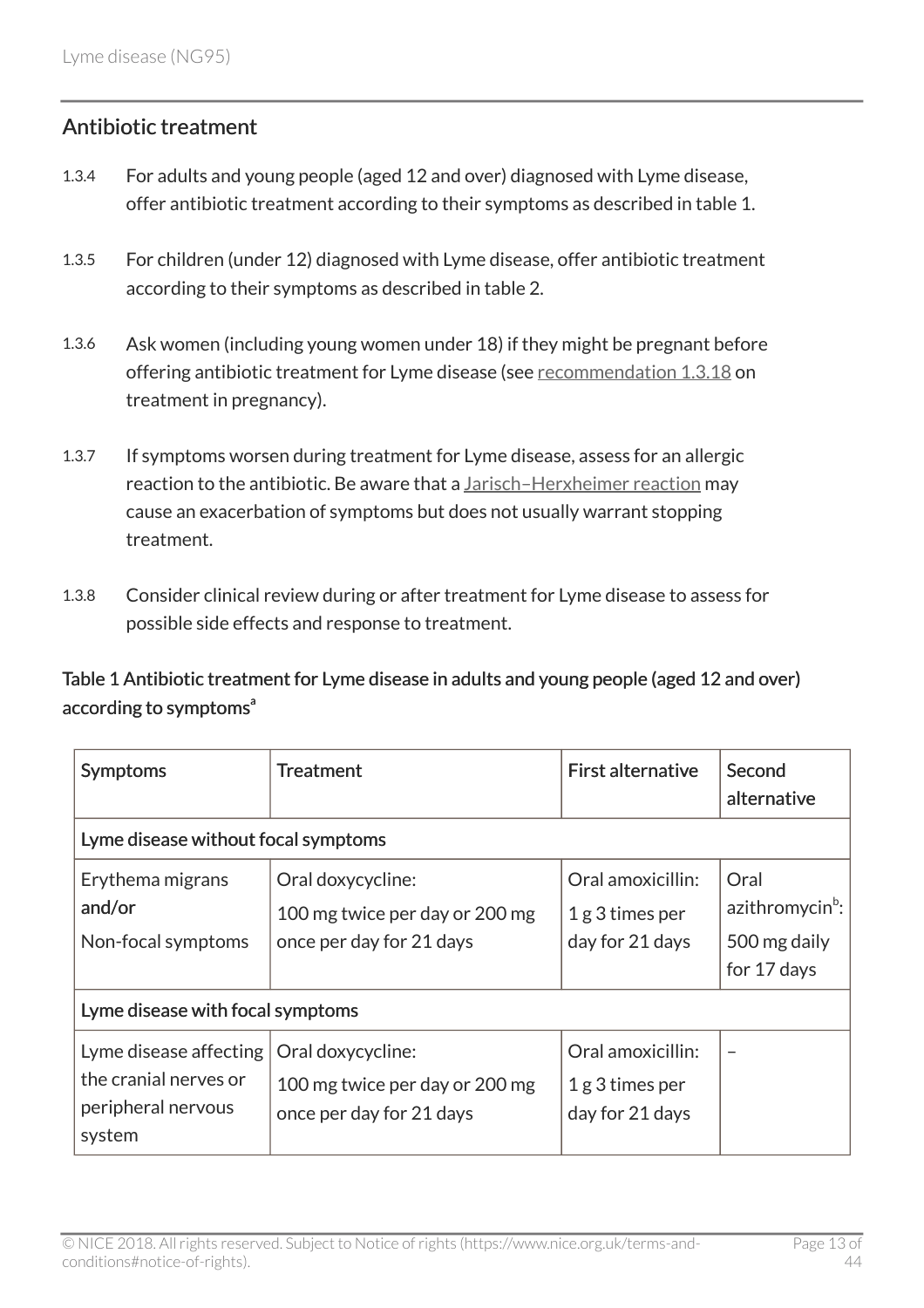## Antibiotic treatment

1.3.4 For adults and young people (aged 12 and over) diagnosed with Lyme disease, offer antibiotic treatment according to their symptoms as described in table 1.

1.3.5 For children (under 12) diagnosed with Lyme disease, offer antibiotic treatment according to their symptoms as described in table 2.

1.3.6 Ask women (including young women under 18) if they might be pregnant before offering antibiotic treatment for Lyme disease (see recommendation 1.3.18 on treatment in pregnancy).

1.3.7 If symptoms worsen during treatment for Lyme disease, assess for an allergic reaction to the antibiotic. Be aware that a Jarisch–Herxheimer reaction may cause an exacerbation of symptoms but does not usually warrant stopping treatment.

1.3.8 Consider clinical review during or after treatment for Lyme disease to assess for possible side effects and response to treatment.

**Table 1 Antibiotic treatment for Lyme disease in adults and young people (aged 12 and over) according to symptoms[a]**

| Symptoms | Treatment | First alternative | Second alternative |
|---|---|---|---|
| **Lyme disease without focal symptoms** | | | |
| Erythema migrans **and/or** Non-focal symptoms | Oral doxycycline: 100 mg twice per day or 200 mg once per day for 21 days | Oral amoxicillin: 1 g 3 times per day for 21 days | Oral azithromycin[b]: 500 mg daily for 17 days |
| **Lyme disease with focal symptoms** | | | |
| Lyme disease affecting the cranial nerves or peripheral nervous system | Oral doxycycline: 100 mg twice per day or 200 mg once per day for 21 days | Oral amoxicillin: 1 g 3 times per day for 21 days | – |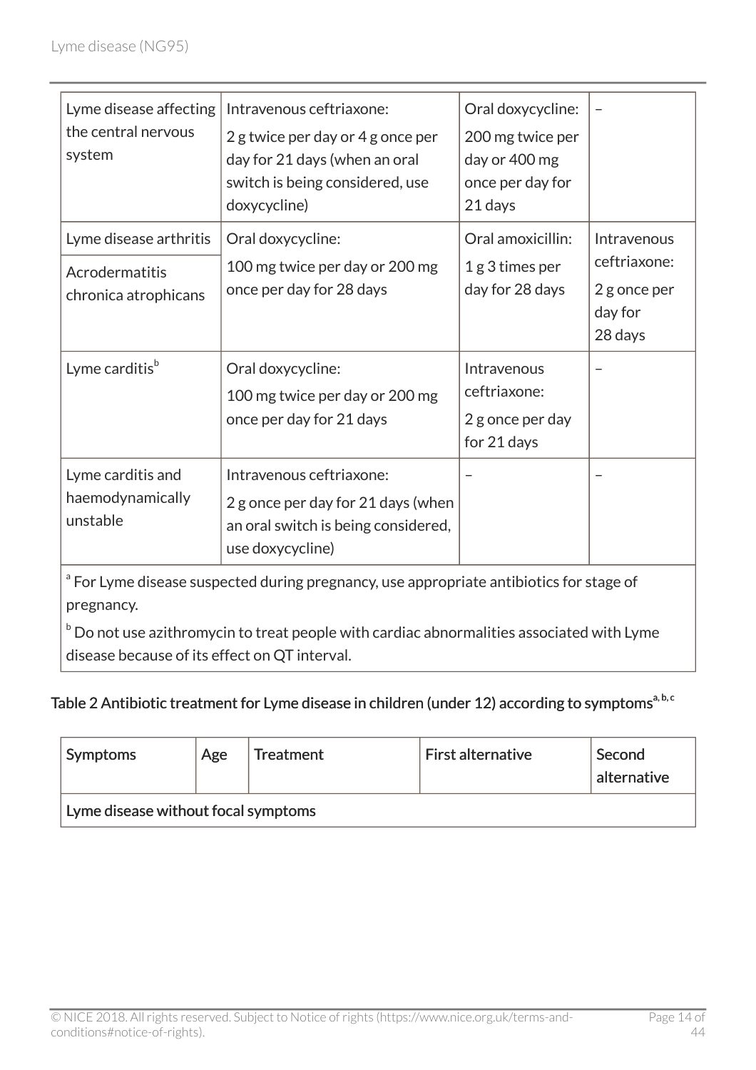| Lyme disease affecting the central nervous system | Intravenous ceftriaxone: 2 g twice per day or 4 g once per day for 21 days (when an oral switch is being considered, use doxycycline) | Oral doxycycline: 200 mg twice per day or 400 mg once per day for 21 days | – |
|---|---|---|---|
| Lyme disease arthritis | Oral doxycycline: 100 mg twice per day or 200 mg once per day for 28 days | Oral amoxicillin: 1 g 3 times per day for 28 days | Intravenous ceftriaxone: 2 g once per day for 28 days |
| Acrodermatitis chronica atrophicans | | | |
| Lyme carditis[b] | Oral doxycycline: 100 mg twice per day or 200 mg once per day for 21 days | Intravenous ceftriaxone: 2 g once per day for 21 days | – |
| Lyme carditis and haemodynamically unstable | Intravenous ceftriaxone: 2 g once per day for 21 days (when an oral switch is being considered, use doxycycline) | – | – |

[a] For Lyme disease suspected during pregnancy, use appropriate antibiotics for stage of pregnancy.

[b] Do not use azithromycin to treat people with cardiac abnormalities associated with Lyme disease because of its effect on QT interval.

**Table 2 Antibiotic treatment for Lyme disease in children (under 12) according to symptoms[a, b, c]**

| Symptoms | Age | Treatment | First alternative | Second alternative |
|---|---|---|---|---|
| Lyme disease without focal symptoms | | | | |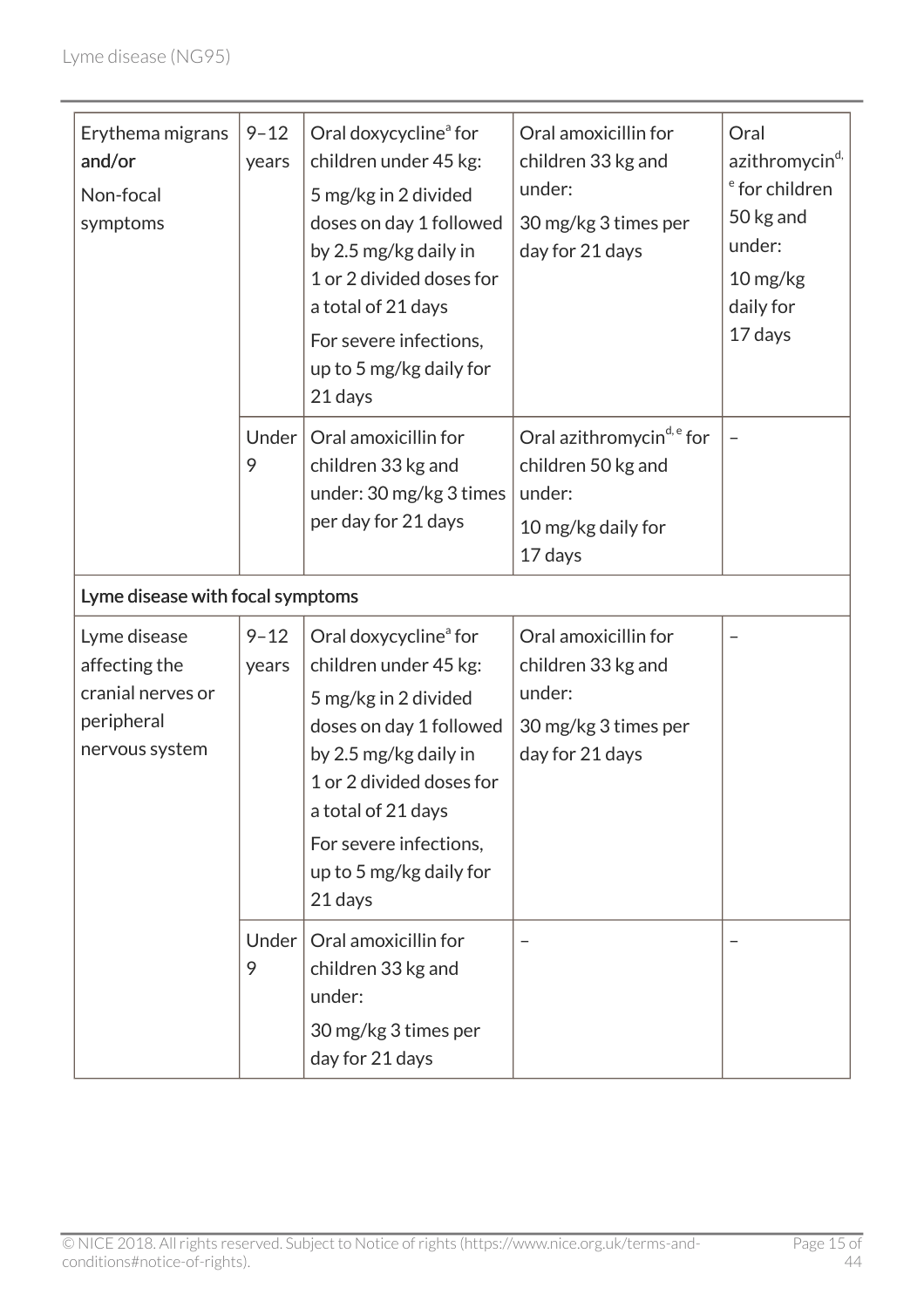| | | | | |
|---|---|---|---|---|
| Erythema migrans **and/or** Non-focal symptoms | 9–12 years | Oral doxycycline[a] for children under 45 kg: 5 mg/kg in 2 divided doses on day 1 followed by 2.5 mg/kg daily in 1 or 2 divided doses for a total of 21 days For severe infections, up to 5 mg/kg daily for 21 days | Oral amoxicillin for children 33 kg and under: 30 mg/kg 3 times per day for 21 days | Oral azithromycin[d, e] for children 50 kg and under: 10 mg/kg daily for 17 days |
| | Under 9 | Oral amoxicillin for children 33 kg and under: 30 mg/kg 3 times per day for 21 days | Oral azithromycin[d, e] for children 50 kg and under: 10 mg/kg daily for 17 days | – |
| **Lyme disease with focal symptoms** | | | | |
| Lyme disease affecting the cranial nerves or peripheral nervous system | 9–12 years | Oral doxycycline[a] for children under 45 kg: 5 mg/kg in 2 divided doses on day 1 followed by 2.5 mg/kg daily in 1 or 2 divided doses for a total of 21 days For severe infections, up to 5 mg/kg daily for 21 days | Oral amoxicillin for children 33 kg and under: 30 mg/kg 3 times per day for 21 days | – |
| | Under 9 | Oral amoxicillin for children 33 kg and under: 30 mg/kg 3 times per day for 21 days | – | – |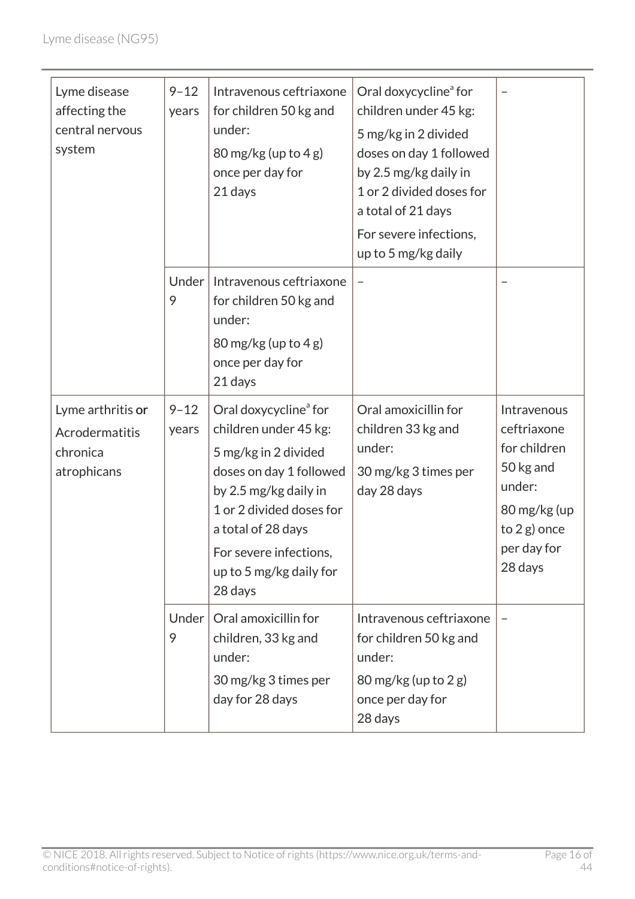| | | | | |
|---|---|---|---|---|
| Lyme disease affecting the central nervous system | 9–12 years | Intravenous ceftriaxone for children 50 kg and under:<br>80 mg/kg (up to 4 g) once per day for 21 days | Oral doxycycline[a] for children under 45 kg:<br>5 mg/kg in 2 divided doses on day 1 followed by 2.5 mg/kg daily in 1 or 2 divided doses for a total of 21 days<br>For severe infections, up to 5 mg/kg daily | – |
| | Under 9 | Intravenous ceftriaxone for children 50 kg and under:<br>80 mg/kg (up to 4 g) once per day for 21 days | – | – |
| Lyme arthritis **or** Acrodermatitis chronica atrophicans | 9–12 years | Oral doxycycline[a] for children under 45 kg:<br>5 mg/kg in 2 divided doses on day 1 followed by 2.5 mg/kg daily in 1 or 2 divided doses for a total of 28 days<br>For severe infections, up to 5 mg/kg daily for 28 days | Oral amoxicillin for children 33 kg and under:<br>30 mg/kg 3 times per day 28 days | Intravenous ceftriaxone for children 50 kg and under:<br>80 mg/kg (up to 2 g) once per day for 28 days |
| | Under 9 | Oral amoxicillin for children, 33 kg and under:<br>30 mg/kg 3 times per day for 28 days | Intravenous ceftriaxone for children 50 kg and under:<br>80 mg/kg (up to 2 g) once per day for 28 days | – |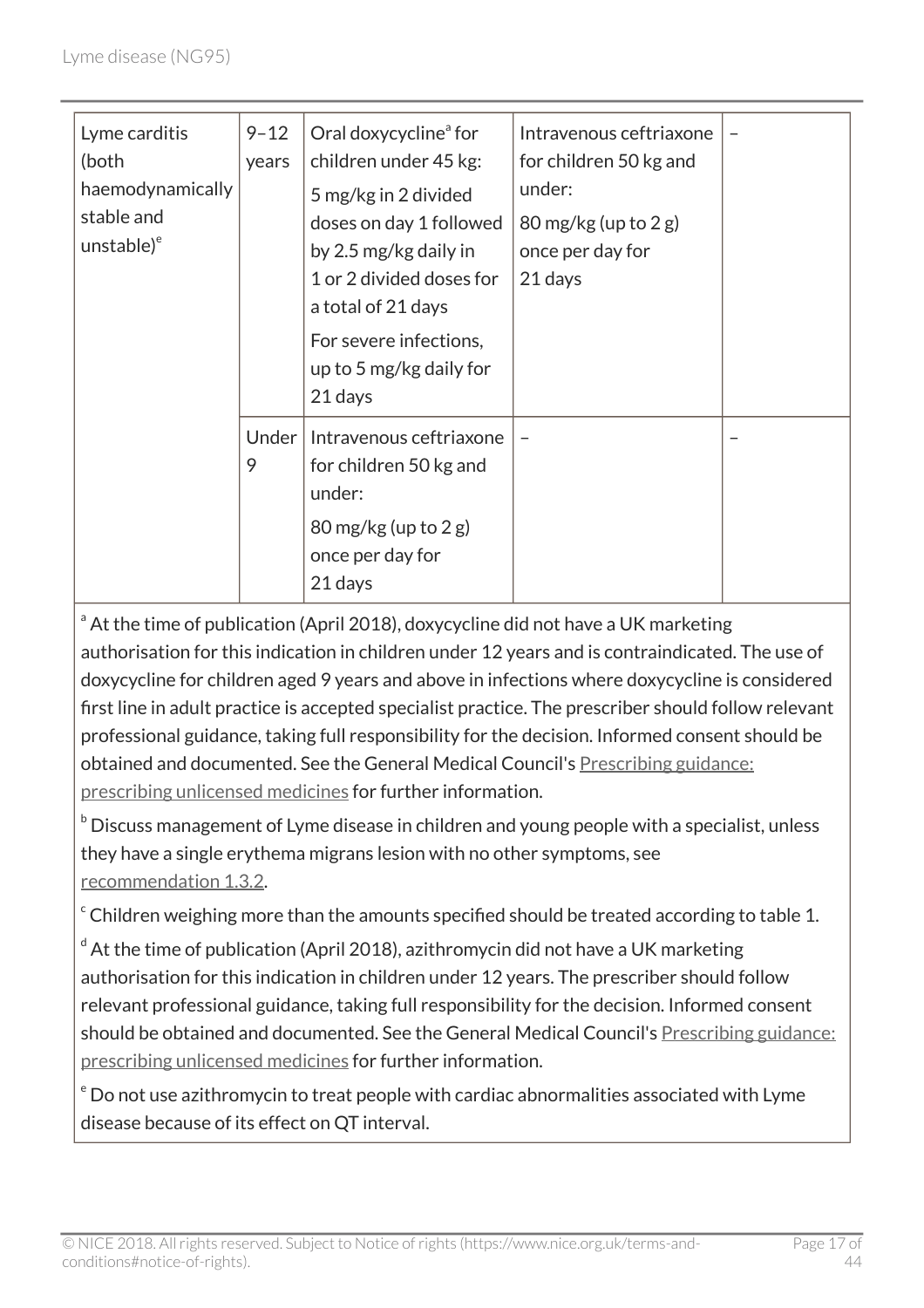| Lyme carditis (both haemodynamically stable and unstable)[e] | 9–12 years | Oral doxycycline[a] for children under 45 kg: 5 mg/kg in 2 divided doses on day 1 followed by 2.5 mg/kg daily in 1 or 2 divided doses for a total of 21 days For severe infections, up to 5 mg/kg daily for 21 days | Intravenous ceftriaxone for children 50 kg and under: 80 mg/kg (up to 2 g) once per day for 21 days | – |
|---|---|---|---|---|
| | Under 9 | Intravenous ceftriaxone for children 50 kg and under: 80 mg/kg (up to 2 g) once per day for 21 days | – | – |

[a] At the time of publication (April 2018), doxycycline did not have a UK marketing authorisation for this indication in children under 12 years and is contraindicated. The use of doxycycline for children aged 9 years and above in infections where doxycycline is considered first line in adult practice is accepted specialist practice. The prescriber should follow relevant professional guidance, taking full responsibility for the decision. Informed consent should be obtained and documented. See the General Medical Council's Prescribing guidance: prescribing unlicensed medicines for further information.

[b] Discuss management of Lyme disease in children and young people with a specialist, unless they have a single erythema migrans lesion with no other symptoms, see recommendation 1.3.2.

[c] Children weighing more than the amounts specified should be treated according to table 1.

[d] At the time of publication (April 2018), azithromycin did not have a UK marketing authorisation for this indication in children under 12 years. The prescriber should follow relevant professional guidance, taking full responsibility for the decision. Informed consent should be obtained and documented. See the General Medical Council's Prescribing guidance: prescribing unlicensed medicines for further information.

[e] Do not use azithromycin to treat people with cardiac abnormalities associated with Lyme disease because of its effect on QT interval.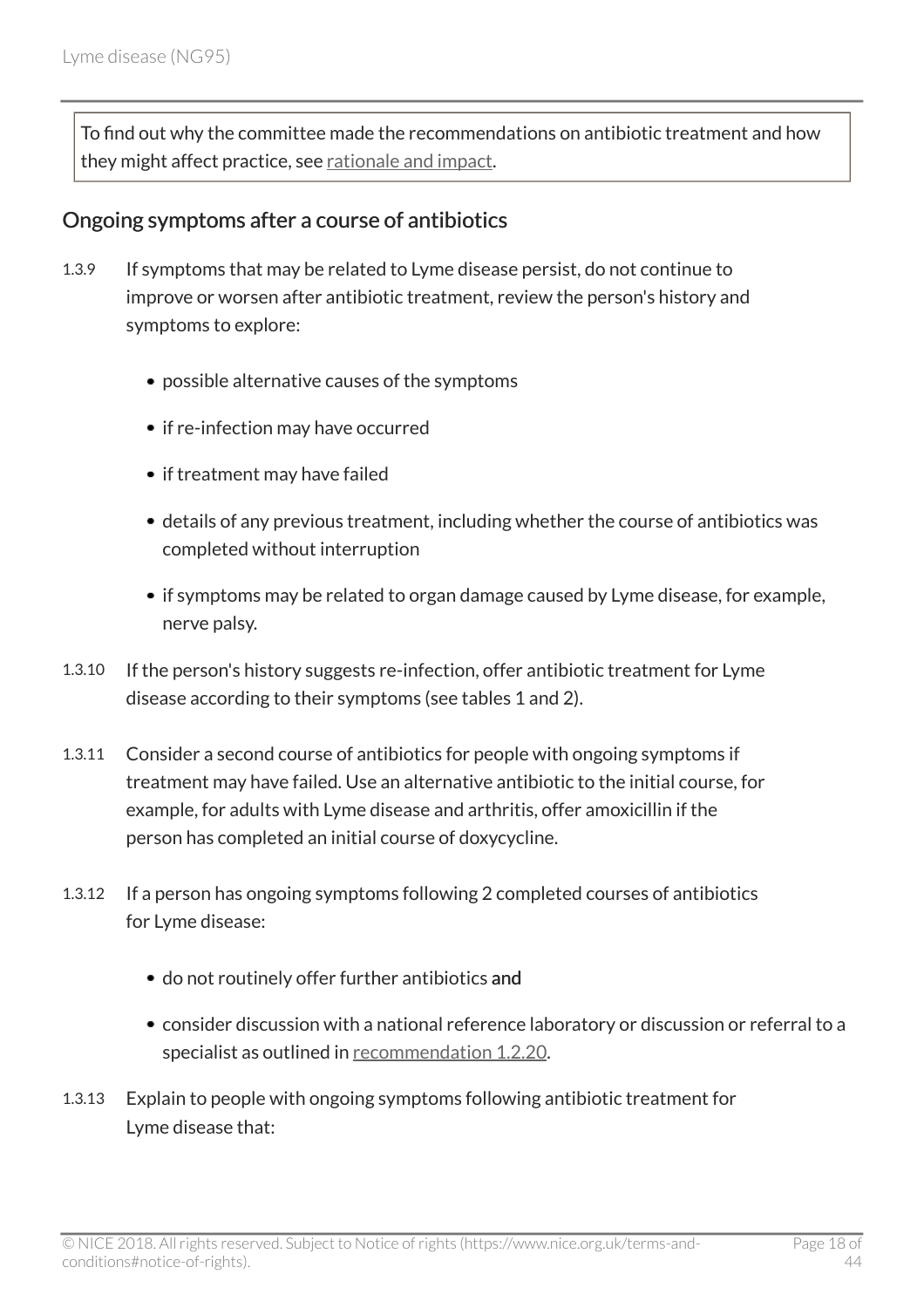To find out why the committee made the recommendations on antibiotic treatment and how they might affect practice, see rationale and impact.

## Ongoing symptoms after a course of antibiotics

1.3.9 If symptoms that may be related to Lyme disease persist, do not continue to improve or worsen after antibiotic treatment, review the person's history and symptoms to explore:

- possible alternative causes of the symptoms
- if re-infection may have occurred
- if treatment may have failed
- details of any previous treatment, including whether the course of antibiotics was completed without interruption
- if symptoms may be related to organ damage caused by Lyme disease, for example, nerve palsy.

1.3.10 If the person's history suggests re-infection, offer antibiotic treatment for Lyme disease according to their symptoms (see tables 1 and 2).

1.3.11 Consider a second course of antibiotics for people with ongoing symptoms if treatment may have failed. Use an alternative antibiotic to the initial course, for example, for adults with Lyme disease and arthritis, offer amoxicillin if the person has completed an initial course of doxycycline.

1.3.12 If a person has ongoing symptoms following 2 completed courses of antibiotics for Lyme disease:

- do not routinely offer further antibiotics and
- consider discussion with a national reference laboratory or discussion or referral to a specialist as outlined in recommendation 1.2.20.

1.3.13 Explain to people with ongoing symptoms following antibiotic treatment for Lyme disease that: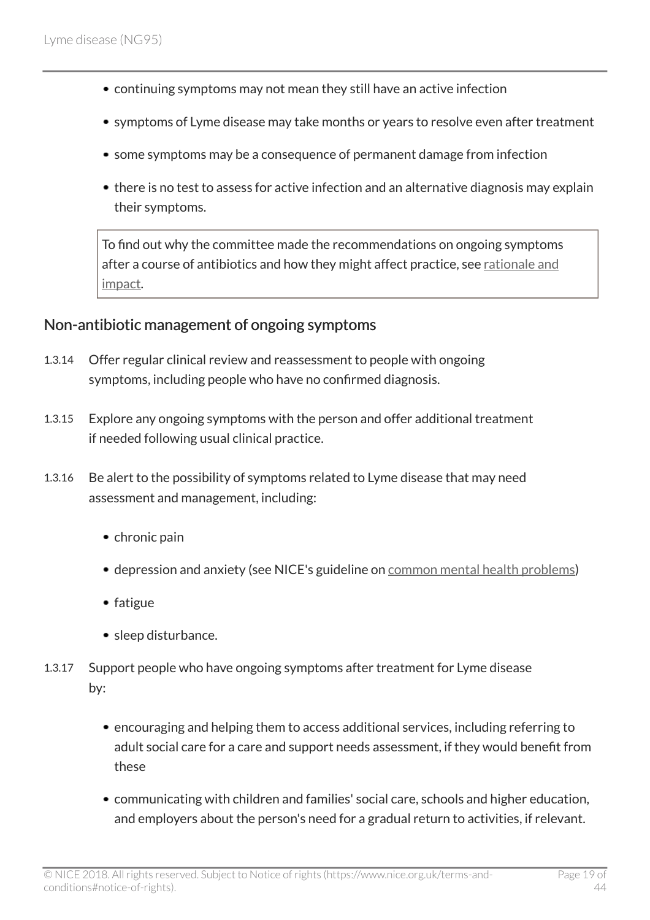- continuing symptoms may not mean they still have an active infection
- symptoms of Lyme disease may take months or years to resolve even after treatment
- some symptoms may be a consequence of permanent damage from infection
- there is no test to assess for active infection and an alternative diagnosis may explain their symptoms.

> To find out why the committee made the recommendations on ongoing symptoms after a course of antibiotics and how they might affect practice, see rationale and impact.

## Non-antibiotic management of ongoing symptoms

1.3.14 Offer regular clinical review and reassessment to people with ongoing symptoms, including people who have no confirmed diagnosis.

1.3.15 Explore any ongoing symptoms with the person and offer additional treatment if needed following usual clinical practice.

1.3.16 Be alert to the possibility of symptoms related to Lyme disease that may need assessment and management, including:

- chronic pain
- depression and anxiety (see NICE's guideline on common mental health problems)
- fatigue
- sleep disturbance.

1.3.17 Support people who have ongoing symptoms after treatment for Lyme disease by:

- encouraging and helping them to access additional services, including referring to adult social care for a care and support needs assessment, if they would benefit from these
- communicating with children and families' social care, schools and higher education, and employers about the person's need for a gradual return to activities, if relevant.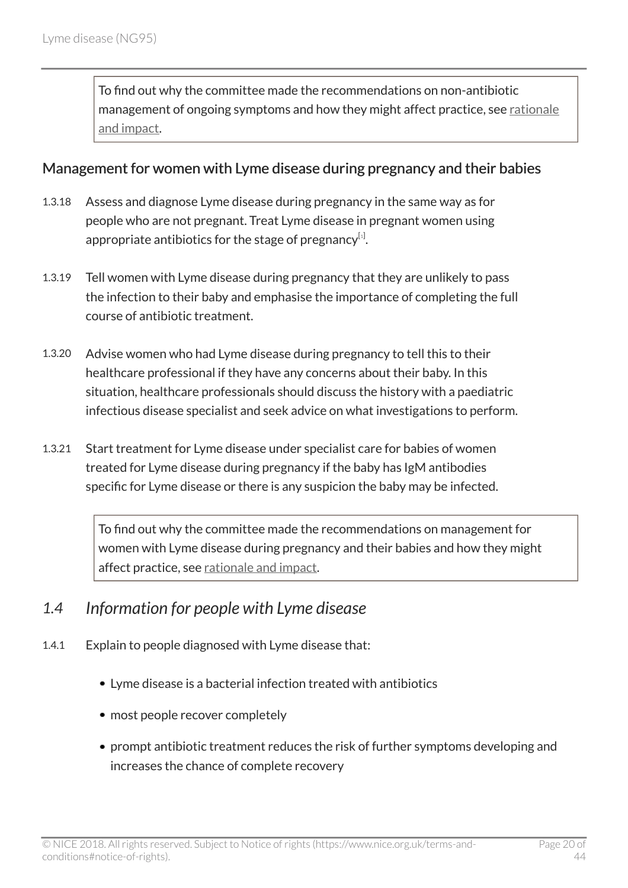To find out why the committee made the recommendations on non-antibiotic management of ongoing symptoms and how they might affect practice, see rationale and impact.

### Management for women with Lyme disease during pregnancy and their babies

1.3.18 Assess and diagnose Lyme disease during pregnancy in the same way as for people who are not pregnant. Treat Lyme disease in pregnant women using appropriate antibiotics for the stage of pregnancy[1].

1.3.19 Tell women with Lyme disease during pregnancy that they are unlikely to pass the infection to their baby and emphasise the importance of completing the full course of antibiotic treatment.

1.3.20 Advise women who had Lyme disease during pregnancy to tell this to their healthcare professional if they have any concerns about their baby. In this situation, healthcare professionals should discuss the history with a paediatric infectious disease specialist and seek advice on what investigations to perform.

1.3.21 Start treatment for Lyme disease under specialist care for babies of women treated for Lyme disease during pregnancy if the baby has IgM antibodies specific for Lyme disease or there is any suspicion the baby may be infected.

To find out why the committee made the recommendations on management for women with Lyme disease during pregnancy and their babies and how they might affect practice, see rationale and impact.

## 1.4 Information for people with Lyme disease

1.4.1 Explain to people diagnosed with Lyme disease that:

- Lyme disease is a bacterial infection treated with antibiotics
- most people recover completely
- prompt antibiotic treatment reduces the risk of further symptoms developing and increases the chance of complete recovery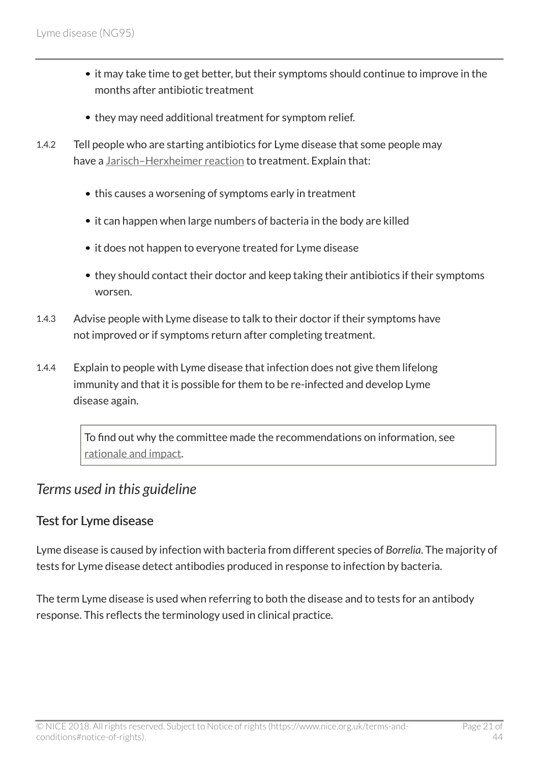- it may take time to get better, but their symptoms should continue to improve in the months after antibiotic treatment
- they may need additional treatment for symptom relief.

1.4.2 Tell people who are starting antibiotics for Lyme disease that some people may have a Jarisch–Herxheimer reaction to treatment. Explain that:

- this causes a worsening of symptoms early in treatment
- it can happen when large numbers of bacteria in the body are killed
- it does not happen to everyone treated for Lyme disease
- they should contact their doctor and keep taking their antibiotics if their symptoms worsen.

1.4.3 Advise people with Lyme disease to talk to their doctor if their symptoms have not improved or if symptoms return after completing treatment.

1.4.4 Explain to people with Lyme disease that infection does not give them lifelong immunity and that it is possible for them to be re-infected and develop Lyme disease again.

> To find out why the committee made the recommendations on information, see rationale and impact.

## *Terms used in this guideline*

### Test for Lyme disease

Lyme disease is caused by infection with bacteria from different species of *Borrelia*. The majority of tests for Lyme disease detect antibodies produced in response to infection by bacteria.

The term Lyme disease is used when referring to both the disease and to tests for an antibody response. This reflects the terminology used in clinical practice.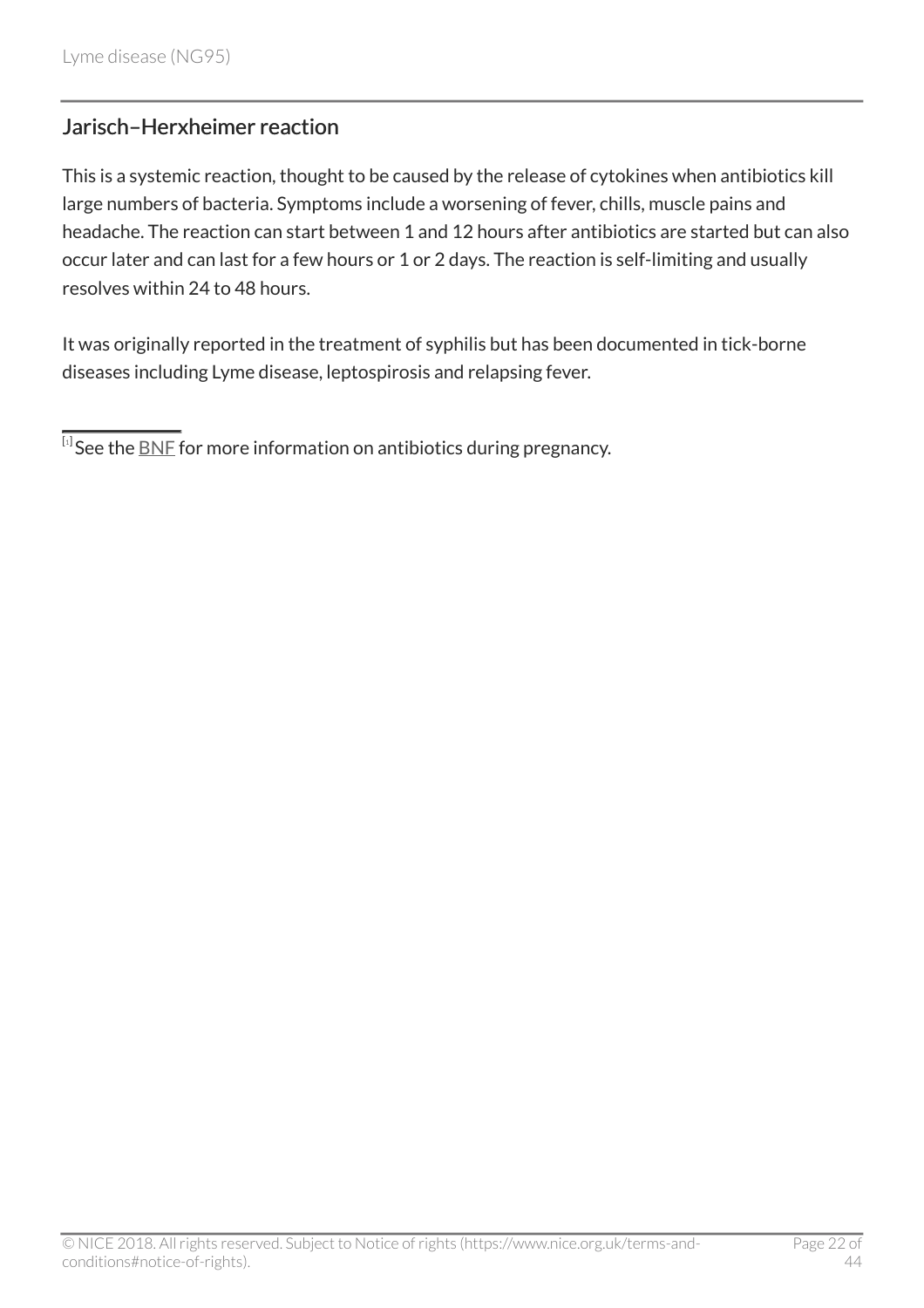## Jarisch–Herxheimer reaction

This is a systemic reaction, thought to be caused by the release of cytokines when antibiotics kill large numbers of bacteria. Symptoms include a worsening of fever, chills, muscle pains and headache. The reaction can start between 1 and 12 hours after antibiotics are started but can also occur later and can last for a few hours or 1 or 2 days. The reaction is self-limiting and usually resolves within 24 to 48 hours.

It was originally reported in the treatment of syphilis but has been documented in tick-borne diseases including Lyme disease, leptospirosis and relapsing fever.

---

[1] See the BNF for more information on antibiotics during pregnancy.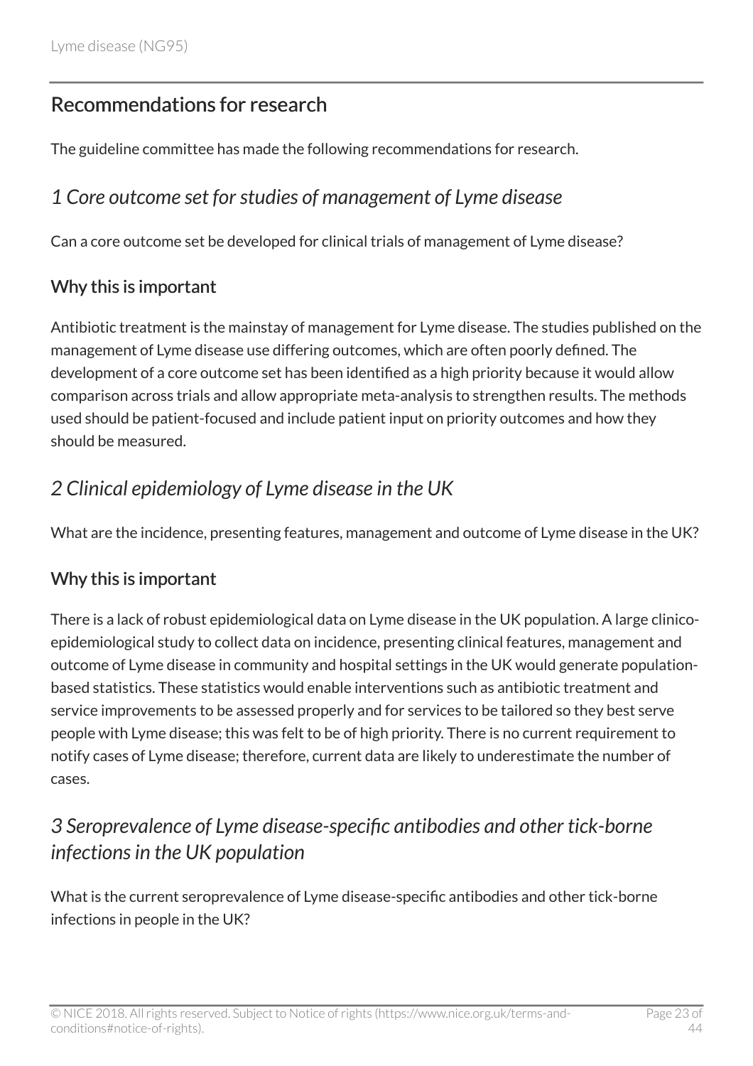## Recommendations for research

The guideline committee has made the following recommendations for research.

### *1 Core outcome set for studies of management of Lyme disease*

Can a core outcome set be developed for clinical trials of management of Lyme disease?

#### Why this is important

Antibiotic treatment is the mainstay of management for Lyme disease. The studies published on the management of Lyme disease use differing outcomes, which are often poorly defined. The development of a core outcome set has been identified as a high priority because it would allow comparison across trials and allow appropriate meta-analysis to strengthen results. The methods used should be patient-focused and include patient input on priority outcomes and how they should be measured.

### *2 Clinical epidemiology of Lyme disease in the UK*

What are the incidence, presenting features, management and outcome of Lyme disease in the UK?

#### Why this is important

There is a lack of robust epidemiological data on Lyme disease in the UK population. A large clinico-epidemiological study to collect data on incidence, presenting clinical features, management and outcome of Lyme disease in community and hospital settings in the UK would generate population-based statistics. These statistics would enable interventions such as antibiotic treatment and service improvements to be assessed properly and for services to be tailored so they best serve people with Lyme disease; this was felt to be of high priority. There is no current requirement to notify cases of Lyme disease; therefore, current data are likely to underestimate the number of cases.

### *3 Seroprevalence of Lyme disease-specific antibodies and other tick-borne infections in the UK population*

What is the current seroprevalence of Lyme disease-specific antibodies and other tick-borne infections in people in the UK?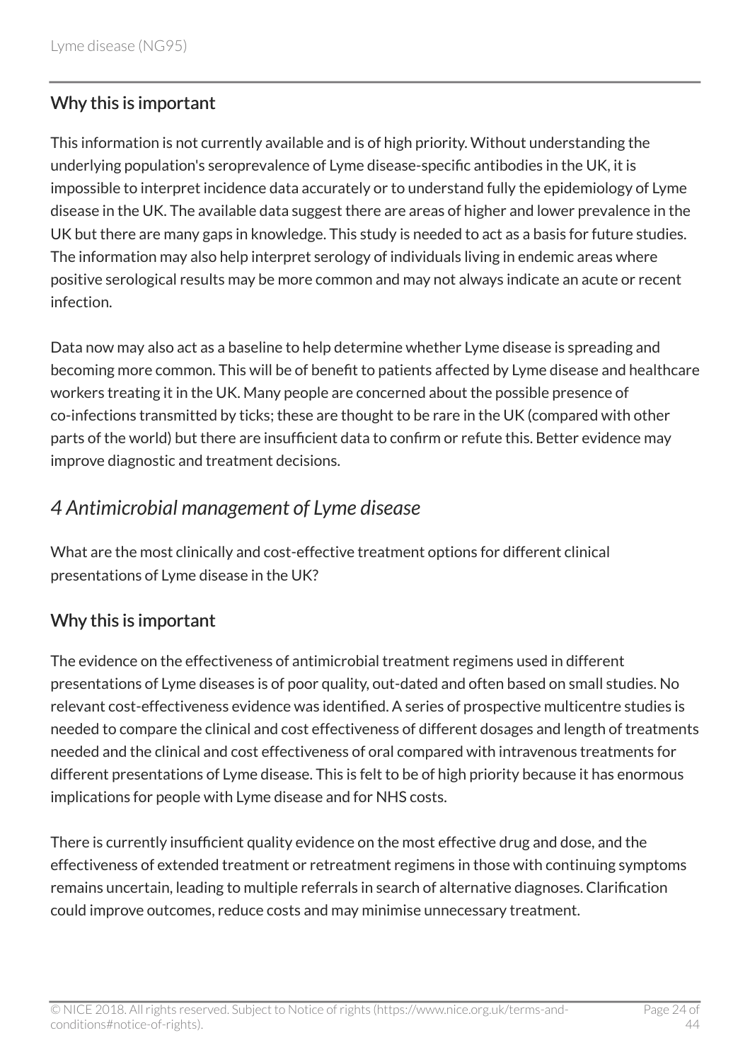### Why this is important

This information is not currently available and is of high priority. Without understanding the underlying population's seroprevalence of Lyme disease-specific antibodies in the UK, it is impossible to interpret incidence data accurately or to understand fully the epidemiology of Lyme disease in the UK. The available data suggest there are areas of higher and lower prevalence in the UK but there are many gaps in knowledge. This study is needed to act as a basis for future studies. The information may also help interpret serology of individuals living in endemic areas where positive serological results may be more common and may not always indicate an acute or recent infection.

Data now may also act as a baseline to help determine whether Lyme disease is spreading and becoming more common. This will be of benefit to patients affected by Lyme disease and healthcare workers treating it in the UK. Many people are concerned about the possible presence of co-infections transmitted by ticks; these are thought to be rare in the UK (compared with other parts of the world) but there are insufficient data to confirm or refute this. Better evidence may improve diagnostic and treatment decisions.

## *4 Antimicrobial management of Lyme disease*

What are the most clinically and cost-effective treatment options for different clinical presentations of Lyme disease in the UK?

### Why this is important

The evidence on the effectiveness of antimicrobial treatment regimens used in different presentations of Lyme diseases is of poor quality, out-dated and often based on small studies. No relevant cost-effectiveness evidence was identified. A series of prospective multicentre studies is needed to compare the clinical and cost effectiveness of different dosages and length of treatments needed and the clinical and cost effectiveness of oral compared with intravenous treatments for different presentations of Lyme disease. This is felt to be of high priority because it has enormous implications for people with Lyme disease and for NHS costs.

There is currently insufficient quality evidence on the most effective drug and dose, and the effectiveness of extended treatment or retreatment regimens in those with continuing symptoms remains uncertain, leading to multiple referrals in search of alternative diagnoses. Clarification could improve outcomes, reduce costs and may minimise unnecessary treatment.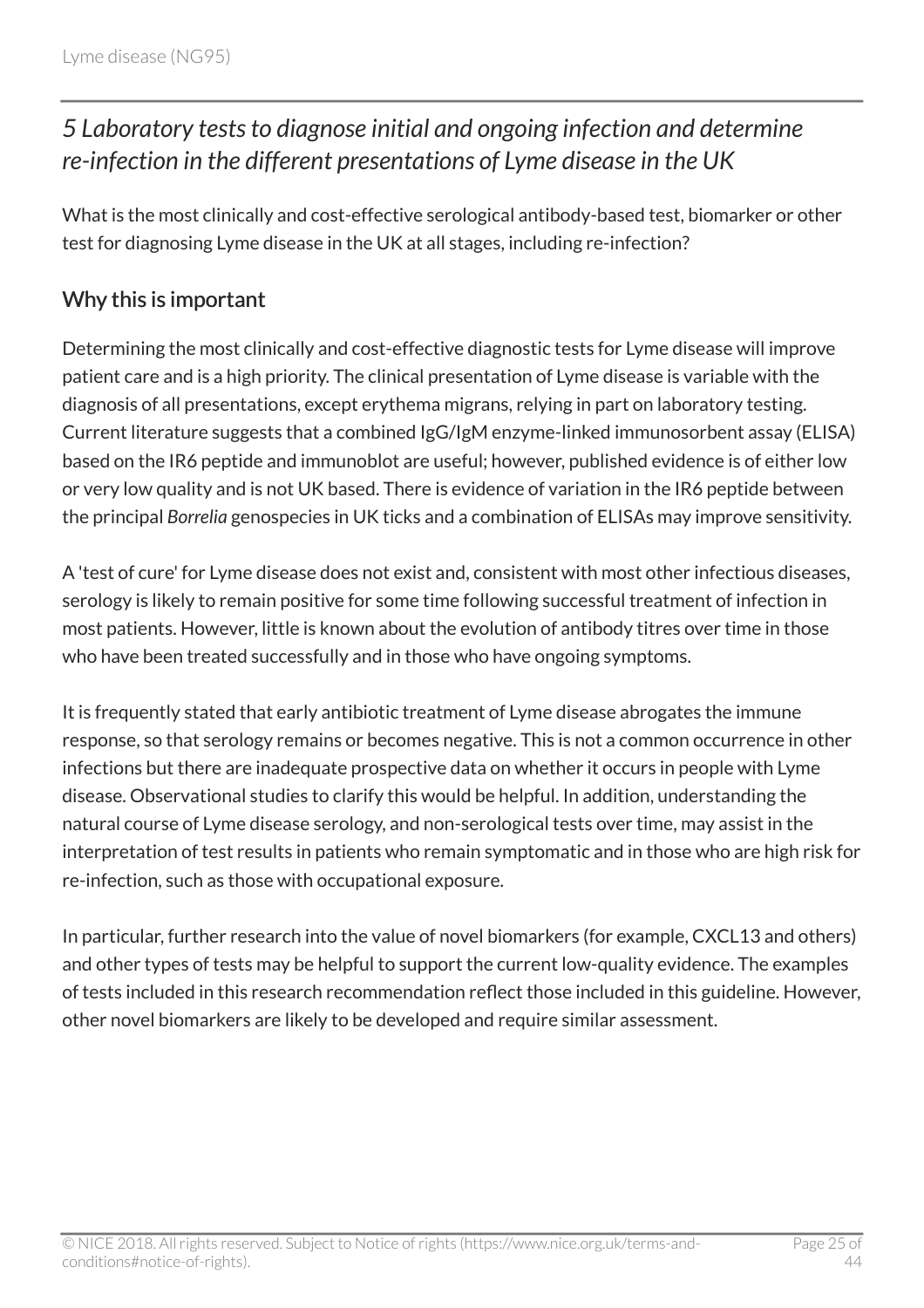## *5 Laboratory tests to diagnose initial and ongoing infection and determine re-infection in the different presentations of Lyme disease in the UK*

What is the most clinically and cost-effective serological antibody-based test, biomarker or other test for diagnosing Lyme disease in the UK at all stages, including re-infection?

### Why this is important

Determining the most clinically and cost-effective diagnostic tests for Lyme disease will improve patient care and is a high priority. The clinical presentation of Lyme disease is variable with the diagnosis of all presentations, except erythema migrans, relying in part on laboratory testing. Current literature suggests that a combined IgG/IgM enzyme-linked immunosorbent assay (ELISA) based on the IR6 peptide and immunoblot are useful; however, published evidence is of either low or very low quality and is not UK based. There is evidence of variation in the IR6 peptide between the principal *Borrelia* genospecies in UK ticks and a combination of ELISAs may improve sensitivity.

A 'test of cure' for Lyme disease does not exist and, consistent with most other infectious diseases, serology is likely to remain positive for some time following successful treatment of infection in most patients. However, little is known about the evolution of antibody titres over time in those who have been treated successfully and in those who have ongoing symptoms.

It is frequently stated that early antibiotic treatment of Lyme disease abrogates the immune response, so that serology remains or becomes negative. This is not a common occurrence in other infections but there are inadequate prospective data on whether it occurs in people with Lyme disease. Observational studies to clarify this would be helpful. In addition, understanding the natural course of Lyme disease serology, and non-serological tests over time, may assist in the interpretation of test results in patients who remain symptomatic and in those who are high risk for re-infection, such as those with occupational exposure.

In particular, further research into the value of novel biomarkers (for example, CXCL13 and others) and other types of tests may be helpful to support the current low-quality evidence. The examples of tests included in this research recommendation reflect those included in this guideline. However, other novel biomarkers are likely to be developed and require similar assessment.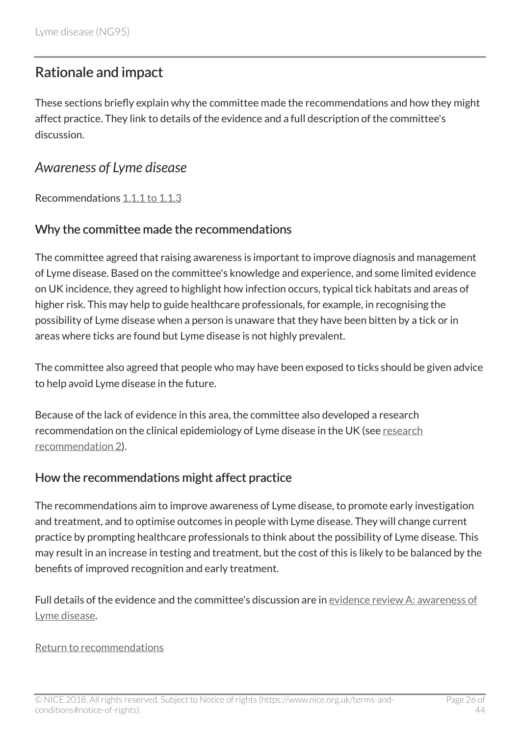## Rationale and impact

These sections briefly explain why the committee made the recommendations and how they might affect practice. They link to details of the evidence and a full description of the committee's discussion.

### *Awareness of Lyme disease*

Recommendations 1.1.1 to 1.1.3

#### Why the committee made the recommendations

The committee agreed that raising awareness is important to improve diagnosis and management of Lyme disease. Based on the committee's knowledge and experience, and some limited evidence on UK incidence, they agreed to highlight how infection occurs, typical tick habitats and areas of higher risk. This may help to guide healthcare professionals, for example, in recognising the possibility of Lyme disease when a person is unaware that they have been bitten by a tick or in areas where ticks are found but Lyme disease is not highly prevalent.

The committee also agreed that people who may have been exposed to ticks should be given advice to help avoid Lyme disease in the future.

Because of the lack of evidence in this area, the committee also developed a research recommendation on the clinical epidemiology of Lyme disease in the UK (see research recommendation 2).

#### How the recommendations might affect practice

The recommendations aim to improve awareness of Lyme disease, to promote early investigation and treatment, and to optimise outcomes in people with Lyme disease. They will change current practice by prompting healthcare professionals to think about the possibility of Lyme disease. This may result in an increase in testing and treatment, but the cost of this is likely to be balanced by the benefits of improved recognition and early treatment.

Full details of the evidence and the committee's discussion are in evidence review A: awareness of Lyme disease.

Return to recommendations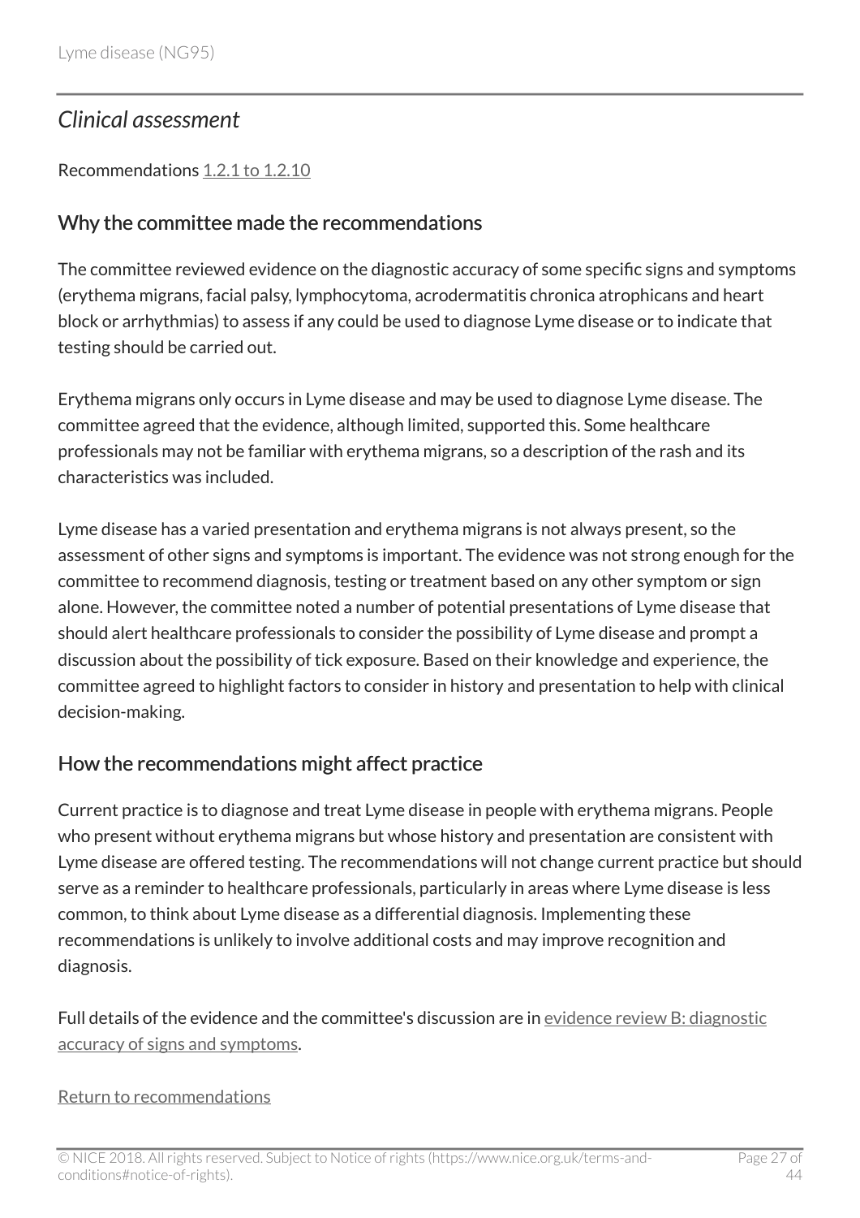## *Clinical assessment*

Recommendations 1.2.1 to 1.2.10

### Why the committee made the recommendations

The committee reviewed evidence on the diagnostic accuracy of some specific signs and symptoms (erythema migrans, facial palsy, lymphocytoma, acrodermatitis chronica atrophicans and heart block or arrhythmias) to assess if any could be used to diagnose Lyme disease or to indicate that testing should be carried out.

Erythema migrans only occurs in Lyme disease and may be used to diagnose Lyme disease. The committee agreed that the evidence, although limited, supported this. Some healthcare professionals may not be familiar with erythema migrans, so a description of the rash and its characteristics was included.

Lyme disease has a varied presentation and erythema migrans is not always present, so the assessment of other signs and symptoms is important. The evidence was not strong enough for the committee to recommend diagnosis, testing or treatment based on any other symptom or sign alone. However, the committee noted a number of potential presentations of Lyme disease that should alert healthcare professionals to consider the possibility of Lyme disease and prompt a discussion about the possibility of tick exposure. Based on their knowledge and experience, the committee agreed to highlight factors to consider in history and presentation to help with clinical decision-making.

### How the recommendations might affect practice

Current practice is to diagnose and treat Lyme disease in people with erythema migrans. People who present without erythema migrans but whose history and presentation are consistent with Lyme disease are offered testing. The recommendations will not change current practice but should serve as a reminder to healthcare professionals, particularly in areas where Lyme disease is less common, to think about Lyme disease as a differential diagnosis. Implementing these recommendations is unlikely to involve additional costs and may improve recognition and diagnosis.

Full details of the evidence and the committee's discussion are in evidence review B: diagnostic accuracy of signs and symptoms.

Return to recommendations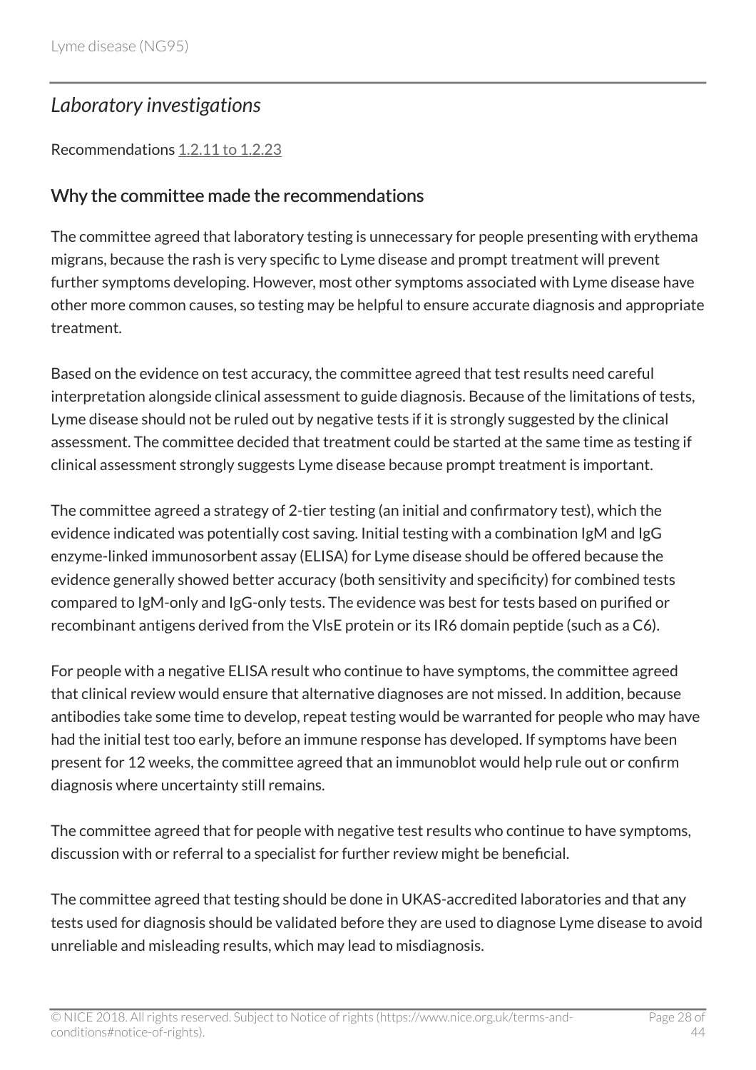## *Laboratory investigations*

Recommendations 1.2.11 to 1.2.23

### Why the committee made the recommendations

The committee agreed that laboratory testing is unnecessary for people presenting with erythema migrans, because the rash is very specific to Lyme disease and prompt treatment will prevent further symptoms developing. However, most other symptoms associated with Lyme disease have other more common causes, so testing may be helpful to ensure accurate diagnosis and appropriate treatment.

Based on the evidence on test accuracy, the committee agreed that test results need careful interpretation alongside clinical assessment to guide diagnosis. Because of the limitations of tests, Lyme disease should not be ruled out by negative tests if it is strongly suggested by the clinical assessment. The committee decided that treatment could be started at the same time as testing if clinical assessment strongly suggests Lyme disease because prompt treatment is important.

The committee agreed a strategy of 2-tier testing (an initial and confirmatory test), which the evidence indicated was potentially cost saving. Initial testing with a combination IgM and IgG enzyme-linked immunosorbent assay (ELISA) for Lyme disease should be offered because the evidence generally showed better accuracy (both sensitivity and specificity) for combined tests compared to IgM-only and IgG-only tests. The evidence was best for tests based on purified or recombinant antigens derived from the VlsE protein or its IR6 domain peptide (such as a C6).

For people with a negative ELISA result who continue to have symptoms, the committee agreed that clinical review would ensure that alternative diagnoses are not missed. In addition, because antibodies take some time to develop, repeat testing would be warranted for people who may have had the initial test too early, before an immune response has developed. If symptoms have been present for 12 weeks, the committee agreed that an immunoblot would help rule out or confirm diagnosis where uncertainty still remains.

The committee agreed that for people with negative test results who continue to have symptoms, discussion with or referral to a specialist for further review might be beneficial.

The committee agreed that testing should be done in UKAS-accredited laboratories and that any tests used for diagnosis should be validated before they are used to diagnose Lyme disease to avoid unreliable and misleading results, which may lead to misdiagnosis.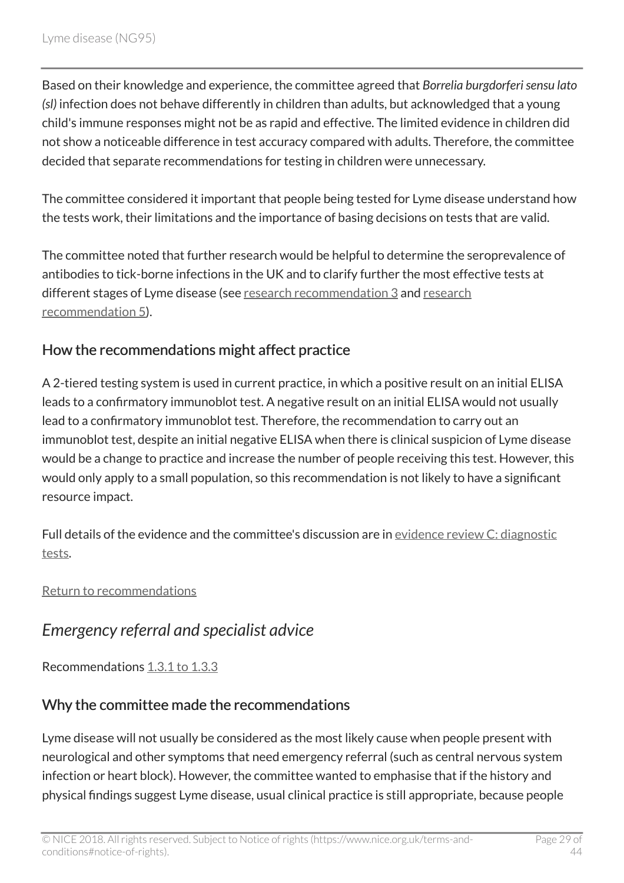Based on their knowledge and experience, the committee agreed that *Borrelia burgdorferi sensu lato (sl)* infection does not behave differently in children than adults, but acknowledged that a young child's immune responses might not be as rapid and effective. The limited evidence in children did not show a noticeable difference in test accuracy compared with adults. Therefore, the committee decided that separate recommendations for testing in children were unnecessary.

The committee considered it important that people being tested for Lyme disease understand how the tests work, their limitations and the importance of basing decisions on tests that are valid.

The committee noted that further research would be helpful to determine the seroprevalence of antibodies to tick-borne infections in the UK and to clarify further the most effective tests at different stages of Lyme disease (see research recommendation 3 and research recommendation 5).

### How the recommendations might affect practice

A 2-tiered testing system is used in current practice, in which a positive result on an initial ELISA leads to a confirmatory immunoblot test. A negative result on an initial ELISA would not usually lead to a confirmatory immunoblot test. Therefore, the recommendation to carry out an immunoblot test, despite an initial negative ELISA when there is clinical suspicion of Lyme disease would be a change to practice and increase the number of people receiving this test. However, this would only apply to a small population, so this recommendation is not likely to have a significant resource impact.

Full details of the evidence and the committee's discussion are in evidence review C: diagnostic tests.

Return to recommendations

## *Emergency referral and specialist advice*

Recommendations 1.3.1 to 1.3.3

### Why the committee made the recommendations

Lyme disease will not usually be considered as the most likely cause when people present with neurological and other symptoms that need emergency referral (such as central nervous system infection or heart block). However, the committee wanted to emphasise that if the history and physical findings suggest Lyme disease, usual clinical practice is still appropriate, because people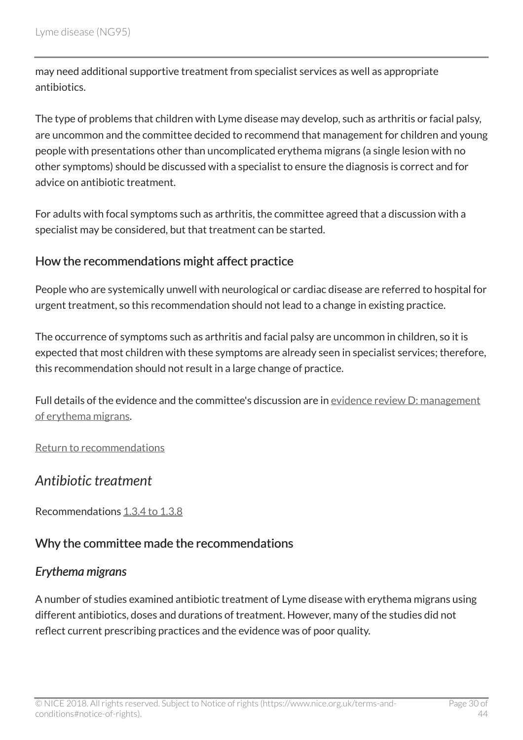may need additional supportive treatment from specialist services as well as appropriate antibiotics.

The type of problems that children with Lyme disease may develop, such as arthritis or facial palsy, are uncommon and the committee decided to recommend that management for children and young people with presentations other than uncomplicated erythema migrans (a single lesion with no other symptoms) should be discussed with a specialist to ensure the diagnosis is correct and for advice on antibiotic treatment.

For adults with focal symptoms such as arthritis, the committee agreed that a discussion with a specialist may be considered, but that treatment can be started.

### How the recommendations might affect practice

People who are systemically unwell with neurological or cardiac disease are referred to hospital for urgent treatment, so this recommendation should not lead to a change in existing practice.

The occurrence of symptoms such as arthritis and facial palsy are uncommon in children, so it is expected that most children with these symptoms are already seen in specialist services; therefore, this recommendation should not result in a large change of practice.

Full details of the evidence and the committee's discussion are in evidence review D: management of erythema migrans.

Return to recommendations

## *Antibiotic treatment*

Recommendations 1.3.4 to 1.3.8

### Why the committee made the recommendations

#### *Erythema migrans*

A number of studies examined antibiotic treatment of Lyme disease with erythema migrans using different antibiotics, doses and durations of treatment. However, many of the studies did not reflect current prescribing practices and the evidence was of poor quality.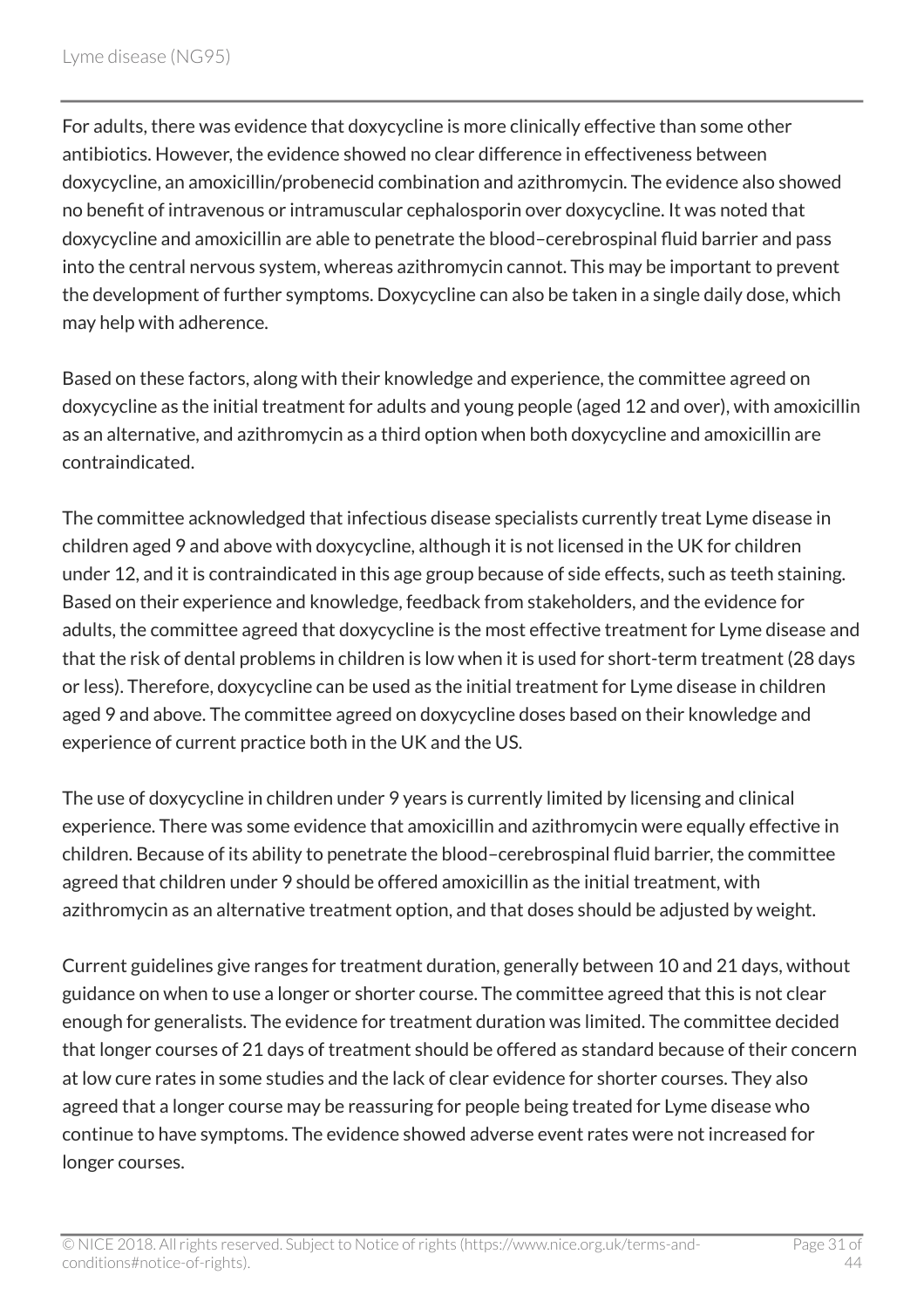For adults, there was evidence that doxycycline is more clinically effective than some other antibiotics. However, the evidence showed no clear difference in effectiveness between doxycycline, an amoxicillin/probenecid combination and azithromycin. The evidence also showed no benefit of intravenous or intramuscular cephalosporin over doxycycline. It was noted that doxycycline and amoxicillin are able to penetrate the blood–cerebrospinal fluid barrier and pass into the central nervous system, whereas azithromycin cannot. This may be important to prevent the development of further symptoms. Doxycycline can also be taken in a single daily dose, which may help with adherence.

Based on these factors, along with their knowledge and experience, the committee agreed on doxycycline as the initial treatment for adults and young people (aged 12 and over), with amoxicillin as an alternative, and azithromycin as a third option when both doxycycline and amoxicillin are contraindicated.

The committee acknowledged that infectious disease specialists currently treat Lyme disease in children aged 9 and above with doxycycline, although it is not licensed in the UK for children under 12, and it is contraindicated in this age group because of side effects, such as teeth staining. Based on their experience and knowledge, feedback from stakeholders, and the evidence for adults, the committee agreed that doxycycline is the most effective treatment for Lyme disease and that the risk of dental problems in children is low when it is used for short-term treatment (28 days or less). Therefore, doxycycline can be used as the initial treatment for Lyme disease in children aged 9 and above. The committee agreed on doxycycline doses based on their knowledge and experience of current practice both in the UK and the US.

The use of doxycycline in children under 9 years is currently limited by licensing and clinical experience. There was some evidence that amoxicillin and azithromycin were equally effective in children. Because of its ability to penetrate the blood–cerebrospinal fluid barrier, the committee agreed that children under 9 should be offered amoxicillin as the initial treatment, with azithromycin as an alternative treatment option, and that doses should be adjusted by weight.

Current guidelines give ranges for treatment duration, generally between 10 and 21 days, without guidance on when to use a longer or shorter course. The committee agreed that this is not clear enough for generalists. The evidence for treatment duration was limited. The committee decided that longer courses of 21 days of treatment should be offered as standard because of their concern at low cure rates in some studies and the lack of clear evidence for shorter courses. They also agreed that a longer course may be reassuring for people being treated for Lyme disease who continue to have symptoms. The evidence showed adverse event rates were not increased for longer courses.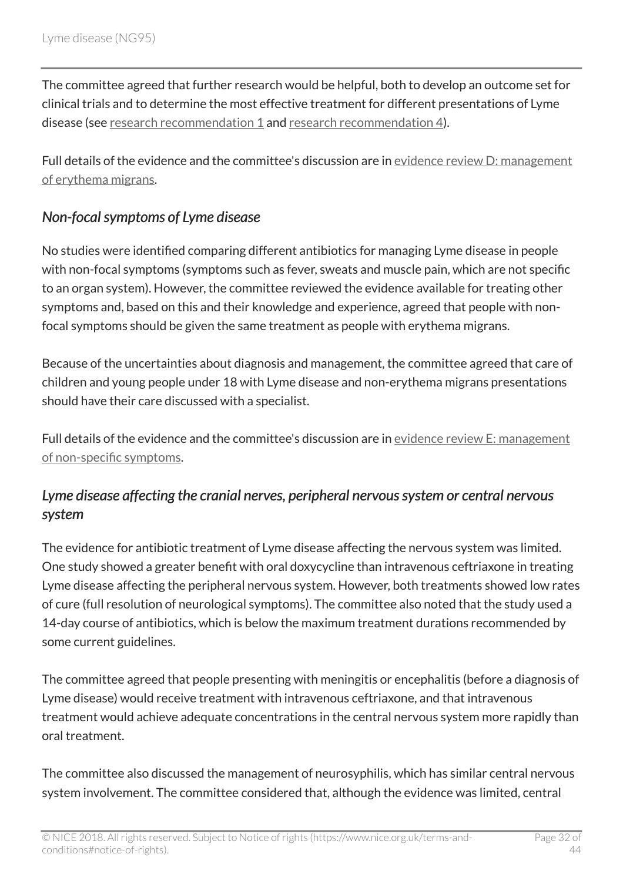The committee agreed that further research would be helpful, both to develop an outcome set for clinical trials and to determine the most effective treatment for different presentations of Lyme disease (see research recommendation 1 and research recommendation 4).

Full details of the evidence and the committee's discussion are in evidence review D: management of erythema migrans.

### *Non-focal symptoms of Lyme disease*

No studies were identified comparing different antibiotics for managing Lyme disease in people with non-focal symptoms (symptoms such as fever, sweats and muscle pain, which are not specific to an organ system). However, the committee reviewed the evidence available for treating other symptoms and, based on this and their knowledge and experience, agreed that people with non-focal symptoms should be given the same treatment as people with erythema migrans.

Because of the uncertainties about diagnosis and management, the committee agreed that care of children and young people under 18 with Lyme disease and non-erythema migrans presentations should have their care discussed with a specialist.

Full details of the evidence and the committee's discussion are in evidence review E: management of non-specific symptoms.

### *Lyme disease affecting the cranial nerves, peripheral nervous system or central nervous system*

The evidence for antibiotic treatment of Lyme disease affecting the nervous system was limited. One study showed a greater benefit with oral doxycycline than intravenous ceftriaxone in treating Lyme disease affecting the peripheral nervous system. However, both treatments showed low rates of cure (full resolution of neurological symptoms). The committee also noted that the study used a 14-day course of antibiotics, which is below the maximum treatment durations recommended by some current guidelines.

The committee agreed that people presenting with meningitis or encephalitis (before a diagnosis of Lyme disease) would receive treatment with intravenous ceftriaxone, and that intravenous treatment would achieve adequate concentrations in the central nervous system more rapidly than oral treatment.

The committee also discussed the management of neurosyphilis, which has similar central nervous system involvement. The committee considered that, although the evidence was limited, central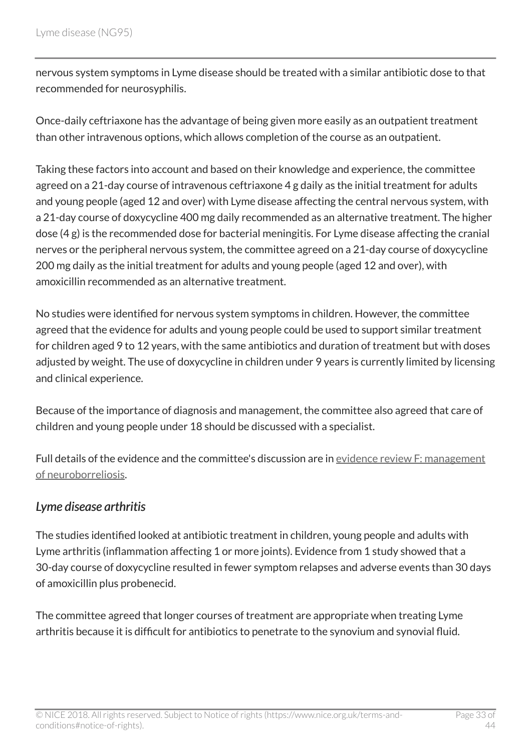nervous system symptoms in Lyme disease should be treated with a similar antibiotic dose to that recommended for neurosyphilis.

Once-daily ceftriaxone has the advantage of being given more easily as an outpatient treatment than other intravenous options, which allows completion of the course as an outpatient.

Taking these factors into account and based on their knowledge and experience, the committee agreed on a 21-day course of intravenous ceftriaxone 4 g daily as the initial treatment for adults and young people (aged 12 and over) with Lyme disease affecting the central nervous system, with a 21-day course of doxycycline 400 mg daily recommended as an alternative treatment. The higher dose (4 g) is the recommended dose for bacterial meningitis. For Lyme disease affecting the cranial nerves or the peripheral nervous system, the committee agreed on a 21-day course of doxycycline 200 mg daily as the initial treatment for adults and young people (aged 12 and over), with amoxicillin recommended as an alternative treatment.

No studies were identified for nervous system symptoms in children. However, the committee agreed that the evidence for adults and young people could be used to support similar treatment for children aged 9 to 12 years, with the same antibiotics and duration of treatment but with doses adjusted by weight. The use of doxycycline in children under 9 years is currently limited by licensing and clinical experience.

Because of the importance of diagnosis and management, the committee also agreed that care of children and young people under 18 should be discussed with a specialist.

Full details of the evidence and the committee's discussion are in evidence review F: management of neuroborreliosis.

### *Lyme disease arthritis*

The studies identified looked at antibiotic treatment in children, young people and adults with Lyme arthritis (inflammation affecting 1 or more joints). Evidence from 1 study showed that a 30-day course of doxycycline resulted in fewer symptom relapses and adverse events than 30 days of amoxicillin plus probenecid.

The committee agreed that longer courses of treatment are appropriate when treating Lyme arthritis because it is difficult for antibiotics to penetrate to the synovium and synovial fluid.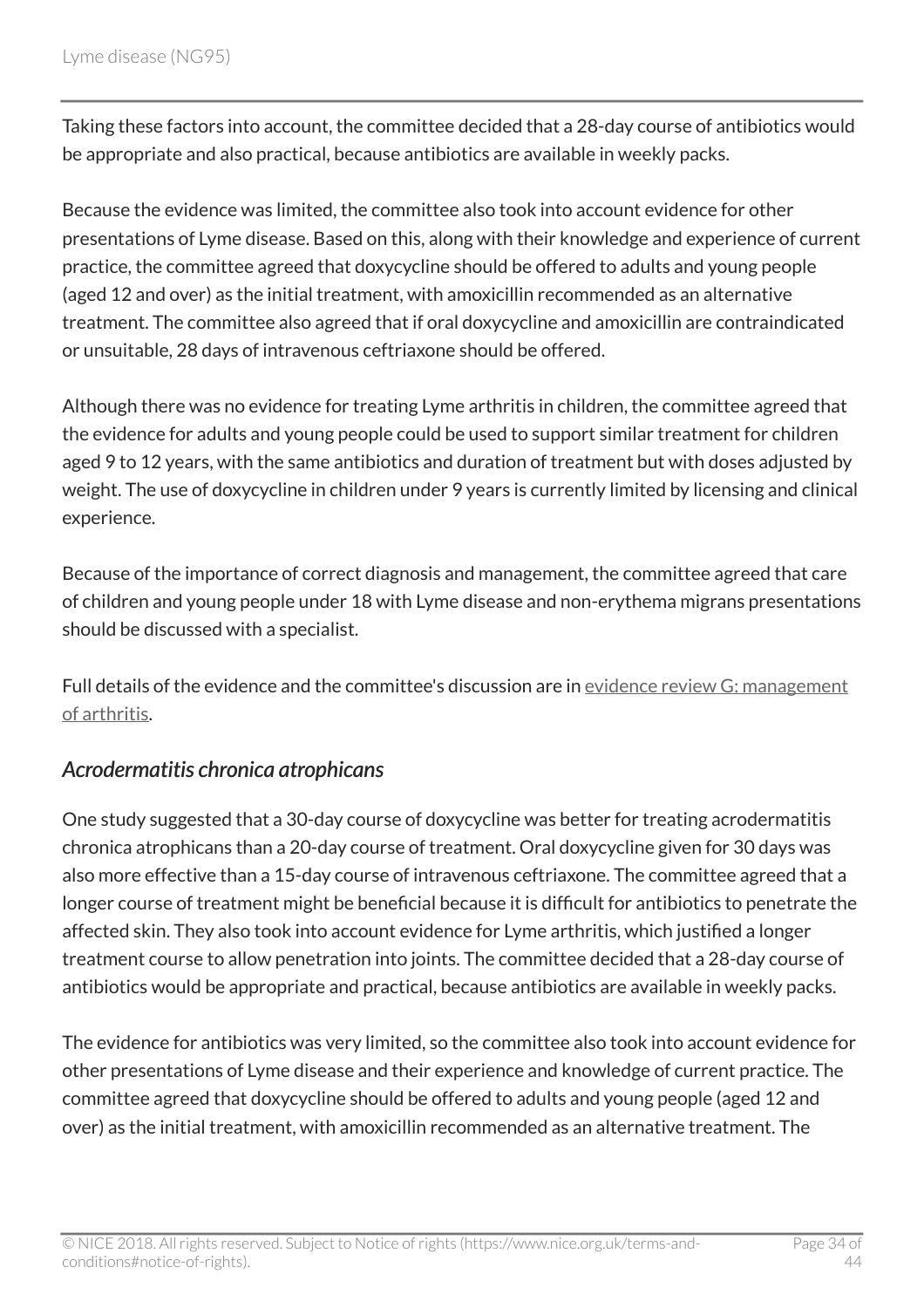Taking these factors into account, the committee decided that a 28-day course of antibiotics would be appropriate and also practical, because antibiotics are available in weekly packs.

Because the evidence was limited, the committee also took into account evidence for other presentations of Lyme disease. Based on this, along with their knowledge and experience of current practice, the committee agreed that doxycycline should be offered to adults and young people (aged 12 and over) as the initial treatment, with amoxicillin recommended as an alternative treatment. The committee also agreed that if oral doxycycline and amoxicillin are contraindicated or unsuitable, 28 days of intravenous ceftriaxone should be offered.

Although there was no evidence for treating Lyme arthritis in children, the committee agreed that the evidence for adults and young people could be used to support similar treatment for children aged 9 to 12 years, with the same antibiotics and duration of treatment but with doses adjusted by weight. The use of doxycycline in children under 9 years is currently limited by licensing and clinical experience.

Because of the importance of correct diagnosis and management, the committee agreed that care of children and young people under 18 with Lyme disease and non-erythema migrans presentations should be discussed with a specialist.

Full details of the evidence and the committee's discussion are in evidence review G: management of arthritis.

### *Acrodermatitis chronica atrophicans*

One study suggested that a 30-day course of doxycycline was better for treating acrodermatitis chronica atrophicans than a 20-day course of treatment. Oral doxycycline given for 30 days was also more effective than a 15-day course of intravenous ceftriaxone. The committee agreed that a longer course of treatment might be beneficial because it is difficult for antibiotics to penetrate the affected skin. They also took into account evidence for Lyme arthritis, which justified a longer treatment course to allow penetration into joints. The committee decided that a 28-day course of antibiotics would be appropriate and practical, because antibiotics are available in weekly packs.

The evidence for antibiotics was very limited, so the committee also took into account evidence for other presentations of Lyme disease and their experience and knowledge of current practice. The committee agreed that doxycycline should be offered to adults and young people (aged 12 and over) as the initial treatment, with amoxicillin recommended as an alternative treatment. The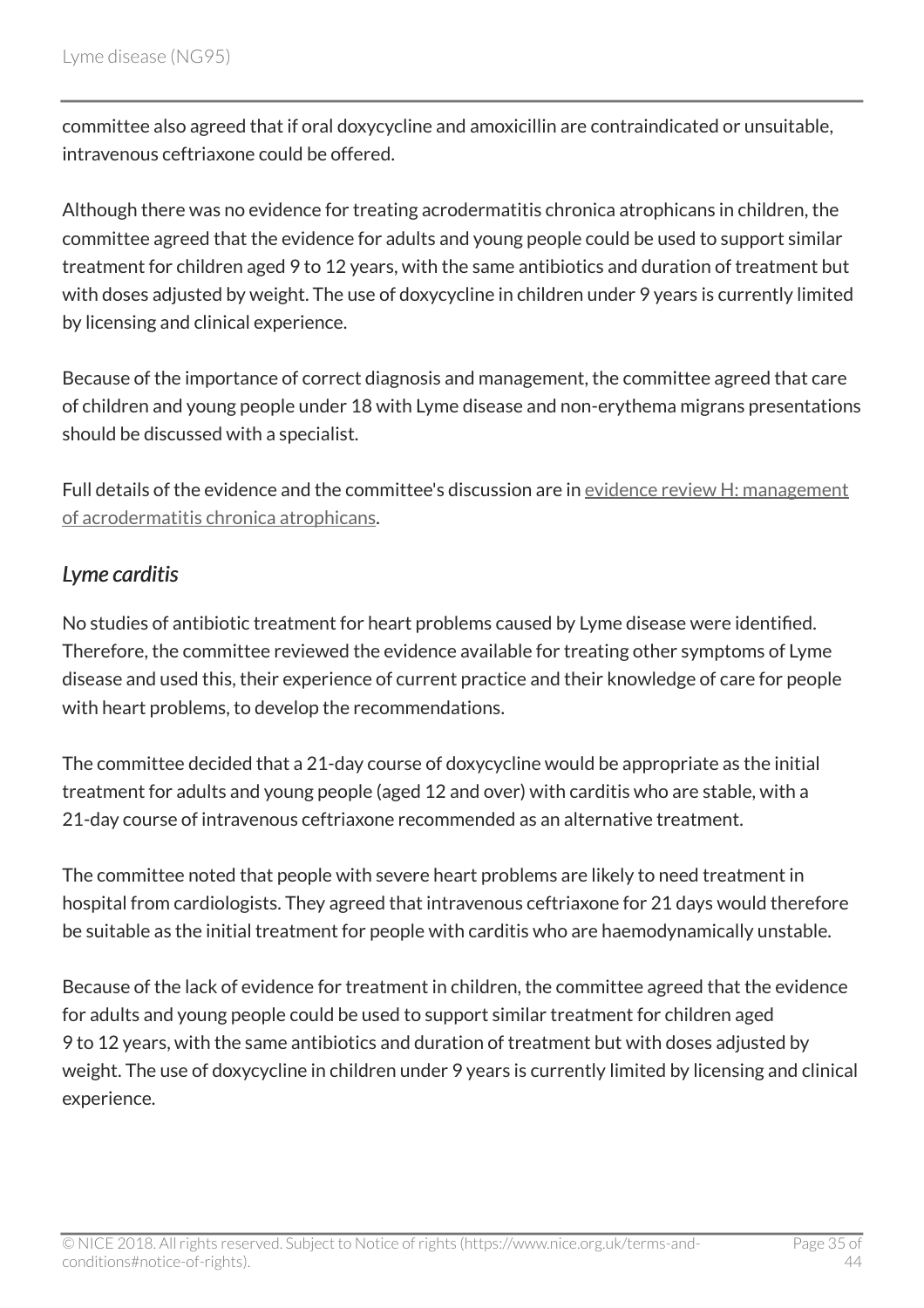committee also agreed that if oral doxycycline and amoxicillin are contraindicated or unsuitable, intravenous ceftriaxone could be offered.

Although there was no evidence for treating acrodermatitis chronica atrophicans in children, the committee agreed that the evidence for adults and young people could be used to support similar treatment for children aged 9 to 12 years, with the same antibiotics and duration of treatment but with doses adjusted by weight. The use of doxycycline in children under 9 years is currently limited by licensing and clinical experience.

Because of the importance of correct diagnosis and management, the committee agreed that care of children and young people under 18 with Lyme disease and non-erythema migrans presentations should be discussed with a specialist.

Full details of the evidence and the committee's discussion are in evidence review H: management of acrodermatitis chronica atrophicans.

### *Lyme carditis*

No studies of antibiotic treatment for heart problems caused by Lyme disease were identified. Therefore, the committee reviewed the evidence available for treating other symptoms of Lyme disease and used this, their experience of current practice and their knowledge of care for people with heart problems, to develop the recommendations.

The committee decided that a 21-day course of doxycycline would be appropriate as the initial treatment for adults and young people (aged 12 and over) with carditis who are stable, with a 21-day course of intravenous ceftriaxone recommended as an alternative treatment.

The committee noted that people with severe heart problems are likely to need treatment in hospital from cardiologists. They agreed that intravenous ceftriaxone for 21 days would therefore be suitable as the initial treatment for people with carditis who are haemodynamically unstable.

Because of the lack of evidence for treatment in children, the committee agreed that the evidence for adults and young people could be used to support similar treatment for children aged 9 to 12 years, with the same antibiotics and duration of treatment but with doses adjusted by weight. The use of doxycycline in children under 9 years is currently limited by licensing and clinical experience.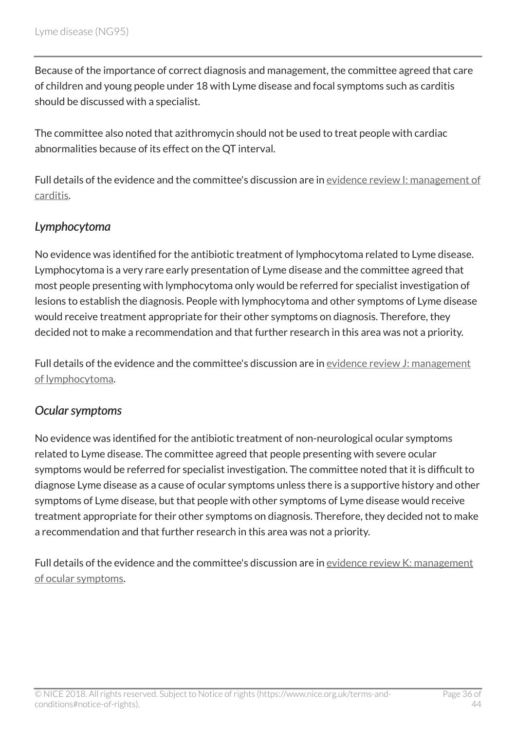Because of the importance of correct diagnosis and management, the committee agreed that care of children and young people under 18 with Lyme disease and focal symptoms such as carditis should be discussed with a specialist.

The committee also noted that azithromycin should not be used to treat people with cardiac abnormalities because of its effect on the QT interval.

Full details of the evidence and the committee's discussion are in evidence review I: management of carditis.

### *Lymphocytoma*

No evidence was identified for the antibiotic treatment of lymphocytoma related to Lyme disease. Lymphocytoma is a very rare early presentation of Lyme disease and the committee agreed that most people presenting with lymphocytoma only would be referred for specialist investigation of lesions to establish the diagnosis. People with lymphocytoma and other symptoms of Lyme disease would receive treatment appropriate for their other symptoms on diagnosis. Therefore, they decided not to make a recommendation and that further research in this area was not a priority.

Full details of the evidence and the committee's discussion are in evidence review J: management of lymphocytoma.

### *Ocular symptoms*

No evidence was identified for the antibiotic treatment of non-neurological ocular symptoms related to Lyme disease. The committee agreed that people presenting with severe ocular symptoms would be referred for specialist investigation. The committee noted that it is difficult to diagnose Lyme disease as a cause of ocular symptoms unless there is a supportive history and other symptoms of Lyme disease, but that people with other symptoms of Lyme disease would receive treatment appropriate for their other symptoms on diagnosis. Therefore, they decided not to make a recommendation and that further research in this area was not a priority.

Full details of the evidence and the committee's discussion are in evidence review K: management of ocular symptoms.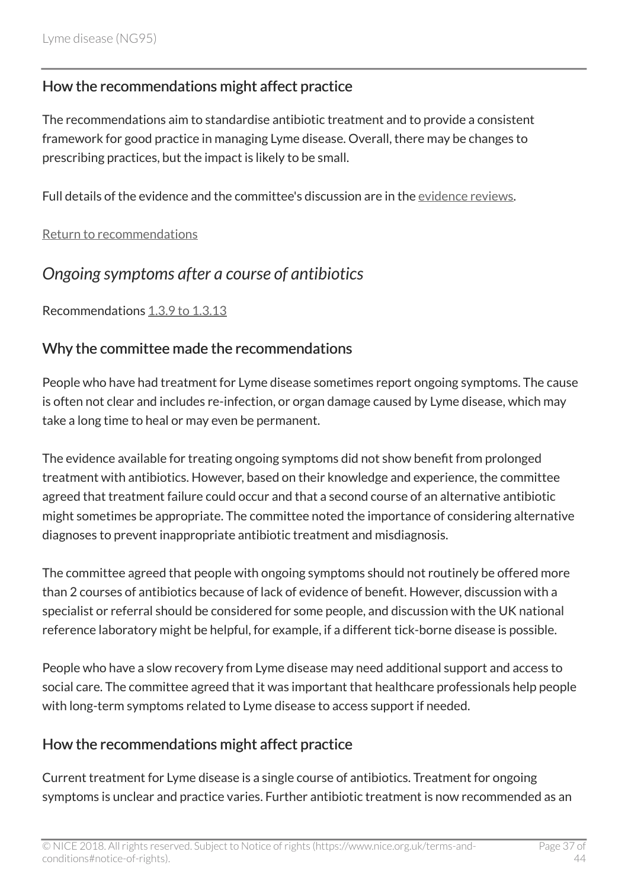### How the recommendations might affect practice

The recommendations aim to standardise antibiotic treatment and to provide a consistent framework for good practice in managing Lyme disease. Overall, there may be changes to prescribing practices, but the impact is likely to be small.

Full details of the evidence and the committee's discussion are in the evidence reviews.

Return to recommendations

## *Ongoing symptoms after a course of antibiotics*

Recommendations 1.3.9 to 1.3.13

### Why the committee made the recommendations

People who have had treatment for Lyme disease sometimes report ongoing symptoms. The cause is often not clear and includes re-infection, or organ damage caused by Lyme disease, which may take a long time to heal or may even be permanent.

The evidence available for treating ongoing symptoms did not show benefit from prolonged treatment with antibiotics. However, based on their knowledge and experience, the committee agreed that treatment failure could occur and that a second course of an alternative antibiotic might sometimes be appropriate. The committee noted the importance of considering alternative diagnoses to prevent inappropriate antibiotic treatment and misdiagnosis.

The committee agreed that people with ongoing symptoms should not routinely be offered more than 2 courses of antibiotics because of lack of evidence of benefit. However, discussion with a specialist or referral should be considered for some people, and discussion with the UK national reference laboratory might be helpful, for example, if a different tick-borne disease is possible.

People who have a slow recovery from Lyme disease may need additional support and access to social care. The committee agreed that it was important that healthcare professionals help people with long-term symptoms related to Lyme disease to access support if needed.

### How the recommendations might affect practice

Current treatment for Lyme disease is a single course of antibiotics. Treatment for ongoing symptoms is unclear and practice varies. Further antibiotic treatment is now recommended as an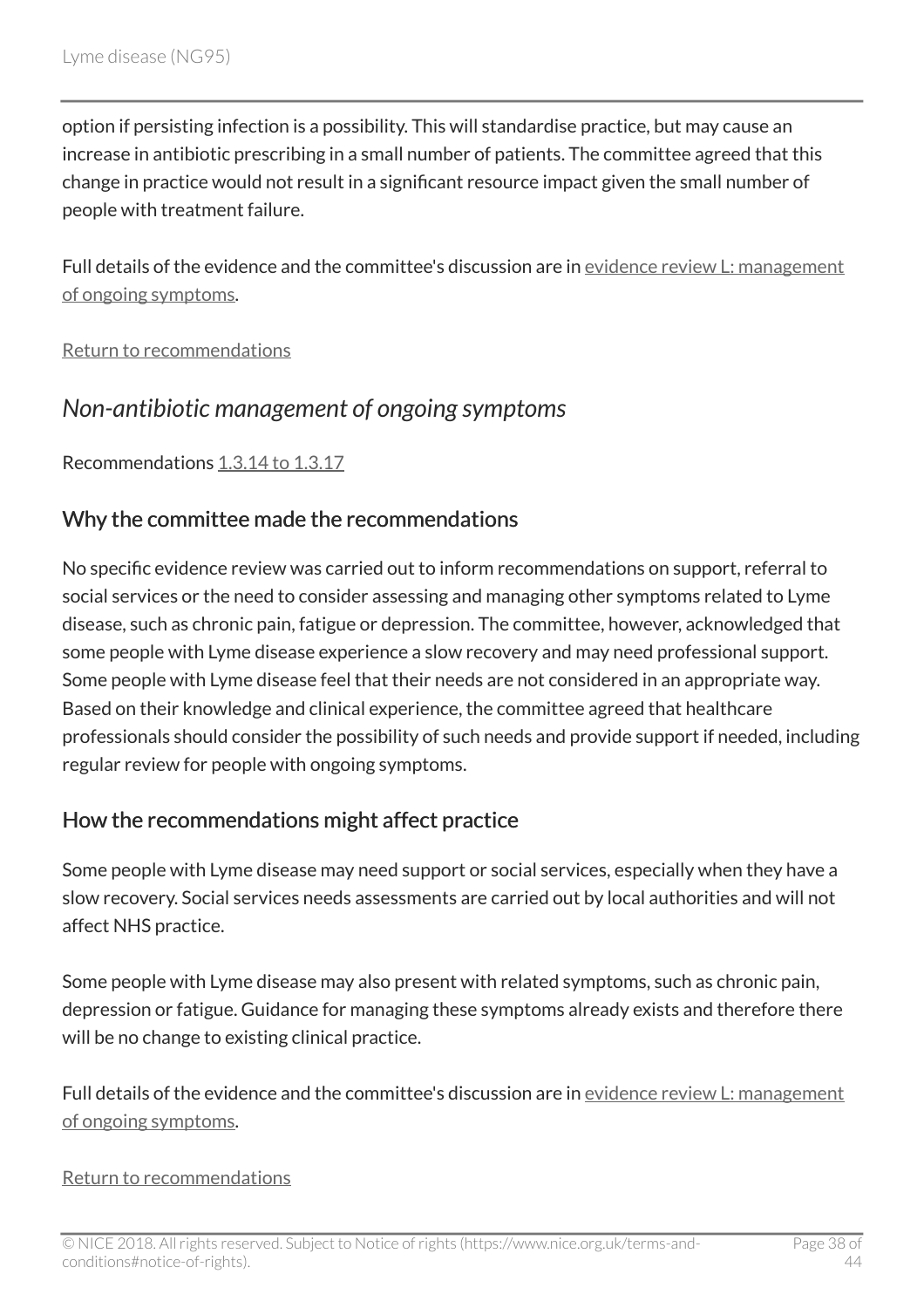option if persisting infection is a possibility. This will standardise practice, but may cause an increase in antibiotic prescribing in a small number of patients. The committee agreed that this change in practice would not result in a significant resource impact given the small number of people with treatment failure.

Full details of the evidence and the committee's discussion are in evidence review L: management of ongoing symptoms.

Return to recommendations

### *Non-antibiotic management of ongoing symptoms*

Recommendations 1.3.14 to 1.3.17

#### Why the committee made the recommendations

No specific evidence review was carried out to inform recommendations on support, referral to social services or the need to consider assessing and managing other symptoms related to Lyme disease, such as chronic pain, fatigue or depression. The committee, however, acknowledged that some people with Lyme disease experience a slow recovery and may need professional support. Some people with Lyme disease feel that their needs are not considered in an appropriate way. Based on their knowledge and clinical experience, the committee agreed that healthcare professionals should consider the possibility of such needs and provide support if needed, including regular review for people with ongoing symptoms.

#### How the recommendations might affect practice

Some people with Lyme disease may need support or social services, especially when they have a slow recovery. Social services needs assessments are carried out by local authorities and will not affect NHS practice.

Some people with Lyme disease may also present with related symptoms, such as chronic pain, depression or fatigue. Guidance for managing these symptoms already exists and therefore there will be no change to existing clinical practice.

Full details of the evidence and the committee's discussion are in evidence review L: management of ongoing symptoms.

Return to recommendations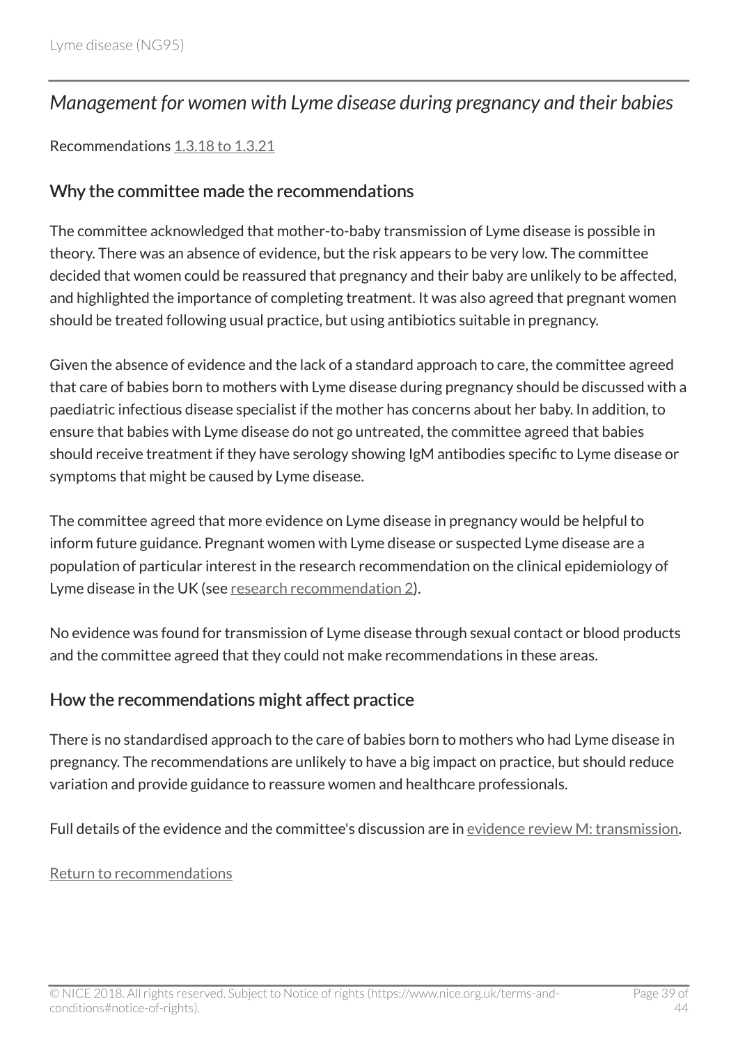## *Management for women with Lyme disease during pregnancy and their babies*

Recommendations 1.3.18 to 1.3.21

### Why the committee made the recommendations

The committee acknowledged that mother-to-baby transmission of Lyme disease is possible in theory. There was an absence of evidence, but the risk appears to be very low. The committee decided that women could be reassured that pregnancy and their baby are unlikely to be affected, and highlighted the importance of completing treatment. It was also agreed that pregnant women should be treated following usual practice, but using antibiotics suitable in pregnancy.

Given the absence of evidence and the lack of a standard approach to care, the committee agreed that care of babies born to mothers with Lyme disease during pregnancy should be discussed with a paediatric infectious disease specialist if the mother has concerns about her baby. In addition, to ensure that babies with Lyme disease do not go untreated, the committee agreed that babies should receive treatment if they have serology showing IgM antibodies specific to Lyme disease or symptoms that might be caused by Lyme disease.

The committee agreed that more evidence on Lyme disease in pregnancy would be helpful to inform future guidance. Pregnant women with Lyme disease or suspected Lyme disease are a population of particular interest in the research recommendation on the clinical epidemiology of Lyme disease in the UK (see research recommendation 2).

No evidence was found for transmission of Lyme disease through sexual contact or blood products and the committee agreed that they could not make recommendations in these areas.

### How the recommendations might affect practice

There is no standardised approach to the care of babies born to mothers who had Lyme disease in pregnancy. The recommendations are unlikely to have a big impact on practice, but should reduce variation and provide guidance to reassure women and healthcare professionals.

Full details of the evidence and the committee's discussion are in evidence review M: transmission.

Return to recommendations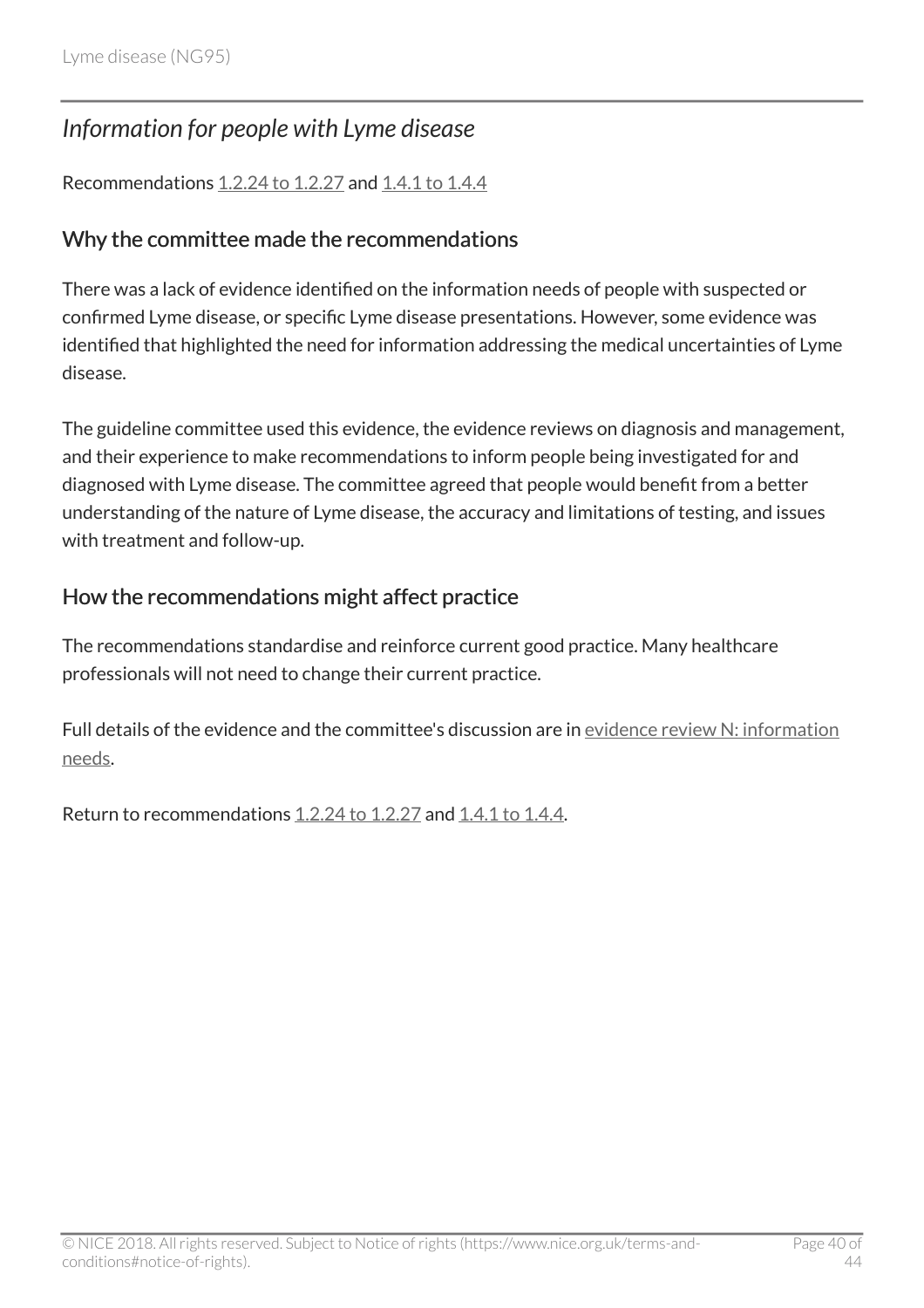## *Information for people with Lyme disease*

Recommendations 1.2.24 to 1.2.27 and 1.4.1 to 1.4.4

### Why the committee made the recommendations

There was a lack of evidence identified on the information needs of people with suspected or confirmed Lyme disease, or specific Lyme disease presentations. However, some evidence was identified that highlighted the need for information addressing the medical uncertainties of Lyme disease.

The guideline committee used this evidence, the evidence reviews on diagnosis and management, and their experience to make recommendations to inform people being investigated for and diagnosed with Lyme disease. The committee agreed that people would benefit from a better understanding of the nature of Lyme disease, the accuracy and limitations of testing, and issues with treatment and follow-up.

### How the recommendations might affect practice

The recommendations standardise and reinforce current good practice. Many healthcare professionals will not need to change their current practice.

Full details of the evidence and the committee's discussion are in evidence review N: information needs.

Return to recommendations 1.2.24 to 1.2.27 and 1.4.1 to 1.4.4.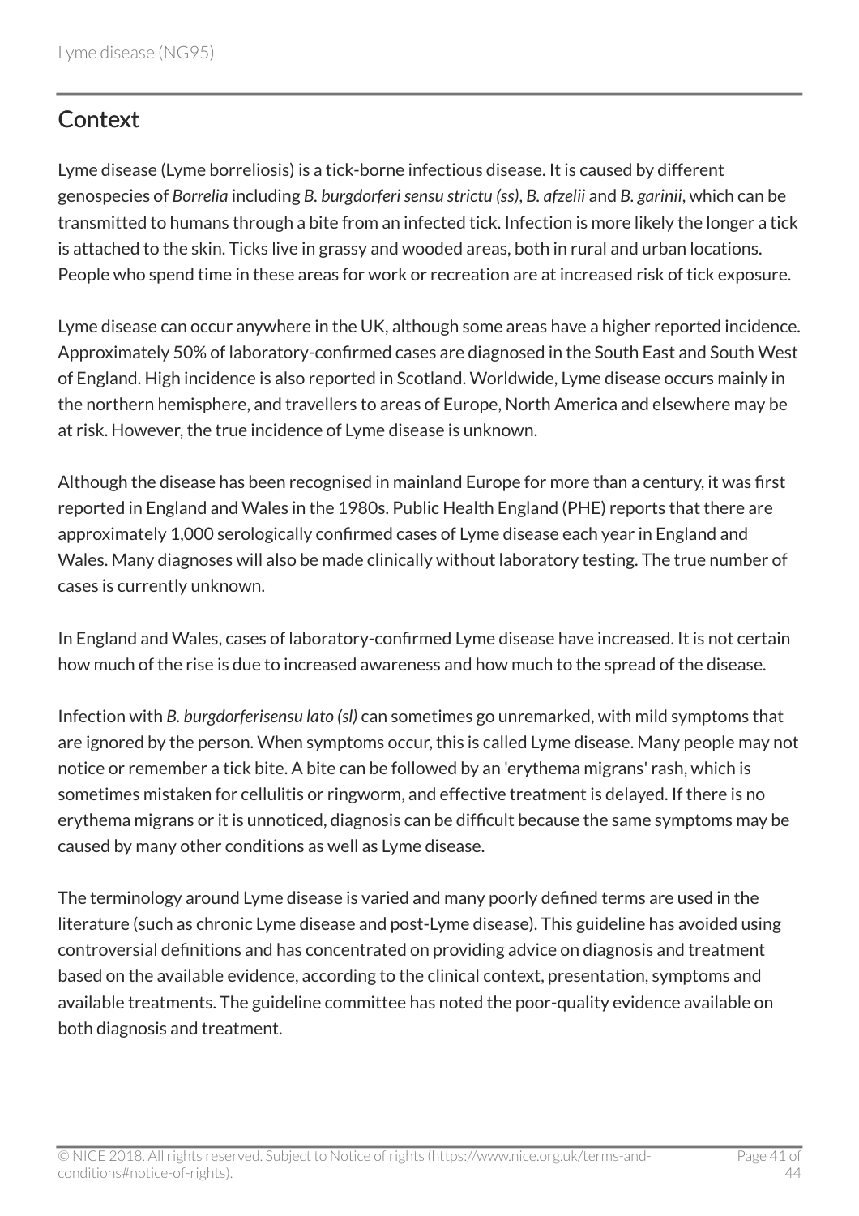## Context

Lyme disease (Lyme borreliosis) is a tick-borne infectious disease. It is caused by different genospecies of *Borrelia* including *B. burgdorferi sensu strictu (ss)*, *B. afzelii* and *B. garinii*, which can be transmitted to humans through a bite from an infected tick. Infection is more likely the longer a tick is attached to the skin. Ticks live in grassy and wooded areas, both in rural and urban locations. People who spend time in these areas for work or recreation are at increased risk of tick exposure.

Lyme disease can occur anywhere in the UK, although some areas have a higher reported incidence. Approximately 50% of laboratory-confirmed cases are diagnosed in the South East and South West of England. High incidence is also reported in Scotland. Worldwide, Lyme disease occurs mainly in the northern hemisphere, and travellers to areas of Europe, North America and elsewhere may be at risk. However, the true incidence of Lyme disease is unknown.

Although the disease has been recognised in mainland Europe for more than a century, it was first reported in England and Wales in the 1980s. Public Health England (PHE) reports that there are approximately 1,000 serologically confirmed cases of Lyme disease each year in England and Wales. Many diagnoses will also be made clinically without laboratory testing. The true number of cases is currently unknown.

In England and Wales, cases of laboratory-confirmed Lyme disease have increased. It is not certain how much of the rise is due to increased awareness and how much to the spread of the disease.

Infection with *B. burgdorferisensu lato (sl)* can sometimes go unremarked, with mild symptoms that are ignored by the person. When symptoms occur, this is called Lyme disease. Many people may not notice or remember a tick bite. A bite can be followed by an 'erythema migrans' rash, which is sometimes mistaken for cellulitis or ringworm, and effective treatment is delayed. If there is no erythema migrans or it is unnoticed, diagnosis can be difficult because the same symptoms may be caused by many other conditions as well as Lyme disease.

The terminology around Lyme disease is varied and many poorly defined terms are used in the literature (such as chronic Lyme disease and post-Lyme disease). This guideline has avoided using controversial definitions and has concentrated on providing advice on diagnosis and treatment based on the available evidence, according to the clinical context, presentation, symptoms and available treatments. The guideline committee has noted the poor-quality evidence available on both diagnosis and treatment.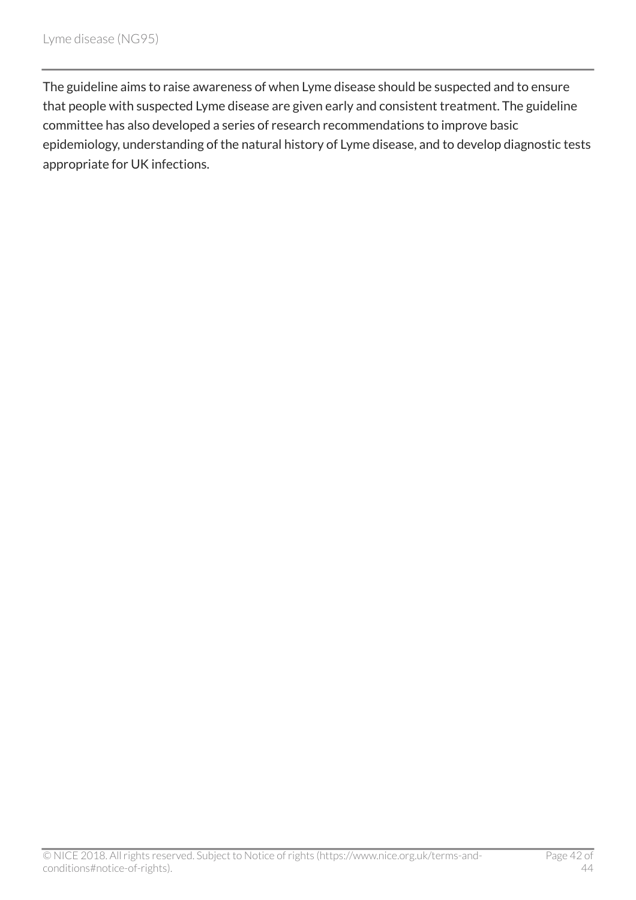The guideline aims to raise awareness of when Lyme disease should be suspected and to ensure that people with suspected Lyme disease are given early and consistent treatment. The guideline committee has also developed a series of research recommendations to improve basic epidemiology, understanding of the natural history of Lyme disease, and to develop diagnostic tests appropriate for UK infections.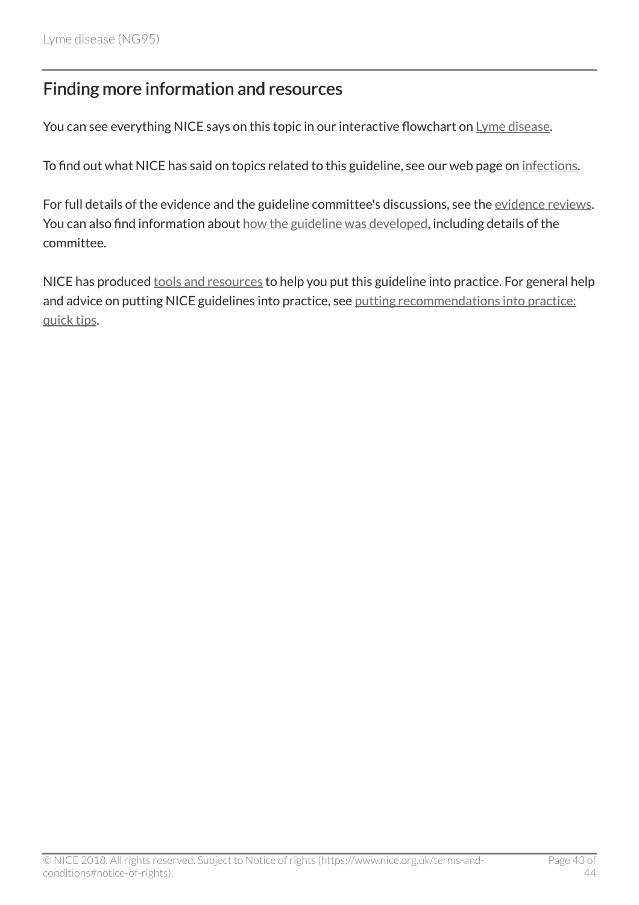## Finding more information and resources

You can see everything NICE says on this topic in our interactive flowchart on Lyme disease.

To find out what NICE has said on topics related to this guideline, see our web page on infections.

For full details of the evidence and the guideline committee's discussions, see the evidence reviews. You can also find information about how the guideline was developed, including details of the committee.

NICE has produced tools and resources to help you put this guideline into practice. For general help and advice on putting NICE guidelines into practice, see putting recommendations into practice: quick tips.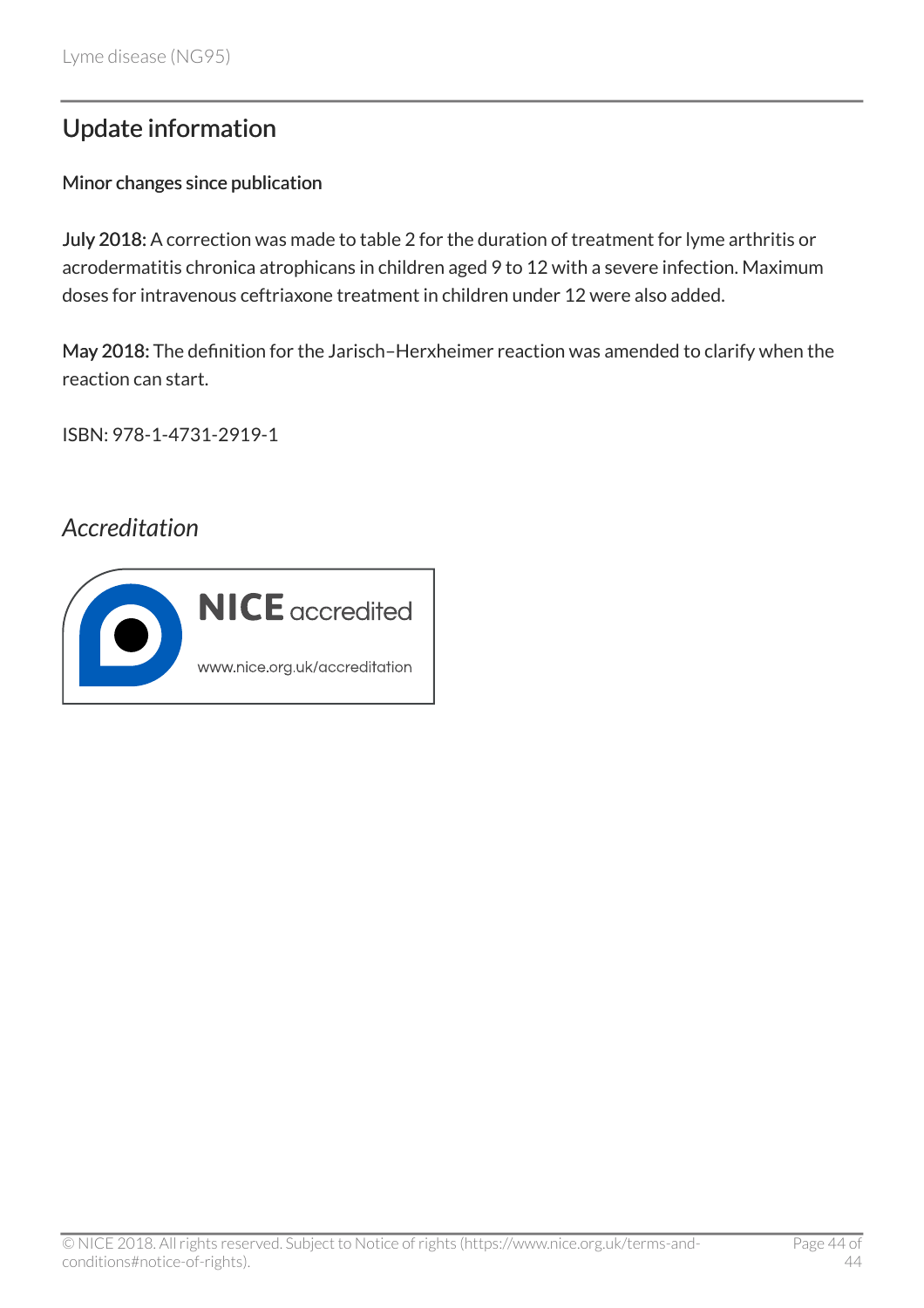## Update information

**Minor changes since publication**

**July 2018:** A correction was made to table 2 for the duration of treatment for lyme arthritis or acrodermatitis chronica atrophicans in children aged 9 to 12 with a severe infection. Maximum doses for intravenous ceftriaxone treatment in children under 12 were also added.

**May 2018:** The definition for the Jarisch–Herxheimer reaction was amended to clarify when the reaction can start.

ISBN: 978-1-4731-2919-1

### *Accreditation*

NICE accredited

www.nice.org.uk/accreditation